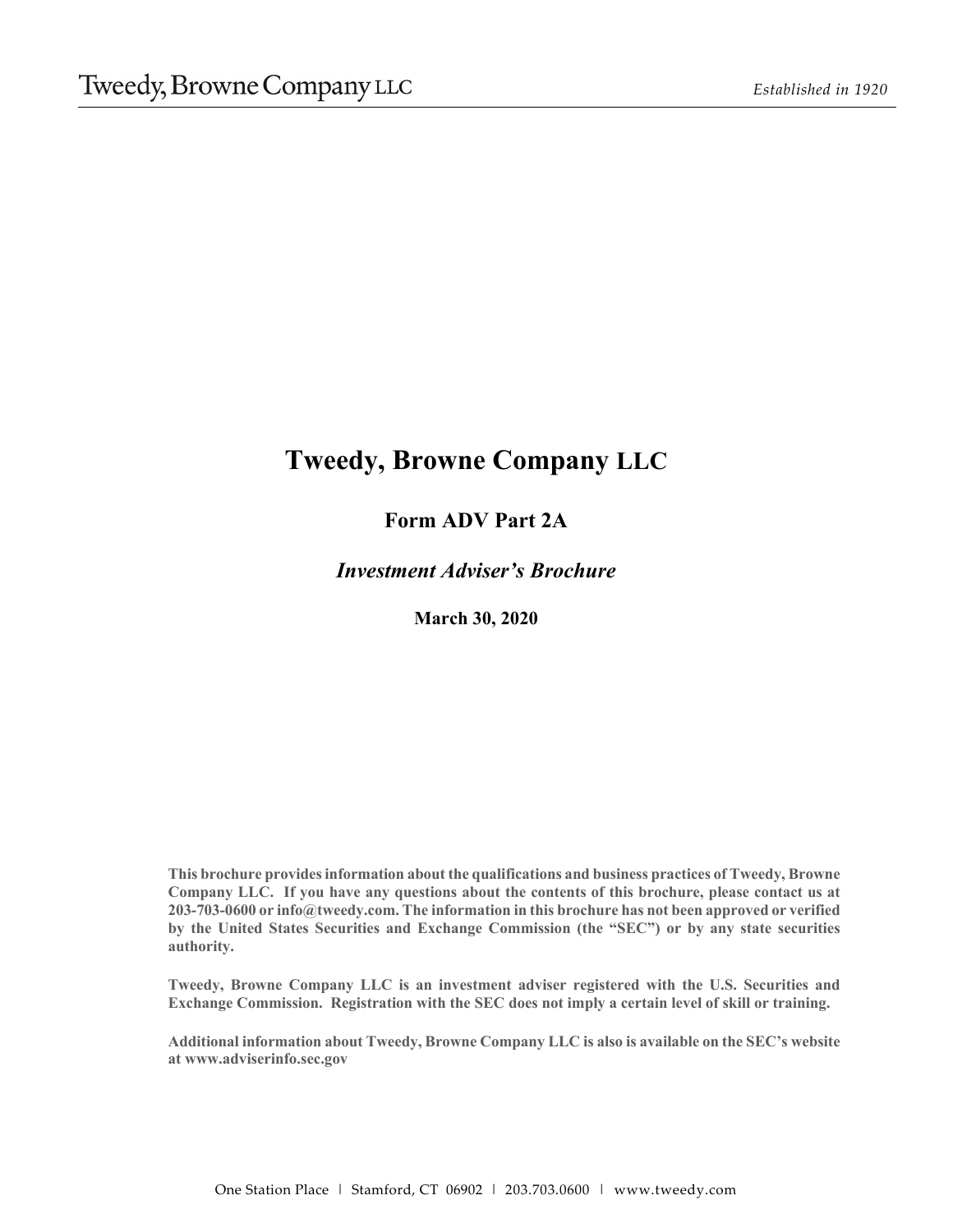# Tweedy, Browne Company LLC

## Form ADV Part 2A

### *Investment Adviser's Brochure*

**March 30, 2020**

**This brochure provides information about the qualifications and business practices of Tweedy, Browne Company LLC. If you have any questions about the contents of this brochure, please contact us at 203-703-0600 or info@tweedy.com. The information in this brochure has not been approved or verified by the United States Securities and Exchange Commission (the "SEC") or by any state securities authority.**

**Tweedy, Browne Company LLC is an investment adviser registered with the U.S. Securities and Exchange Commission. Registration with the SEC does not imply a certain level of skill or training.**

**Additional information about Tweedy, Browne Company LLC is also is available on the SEC's website at www.adviserinfo.sec.gov**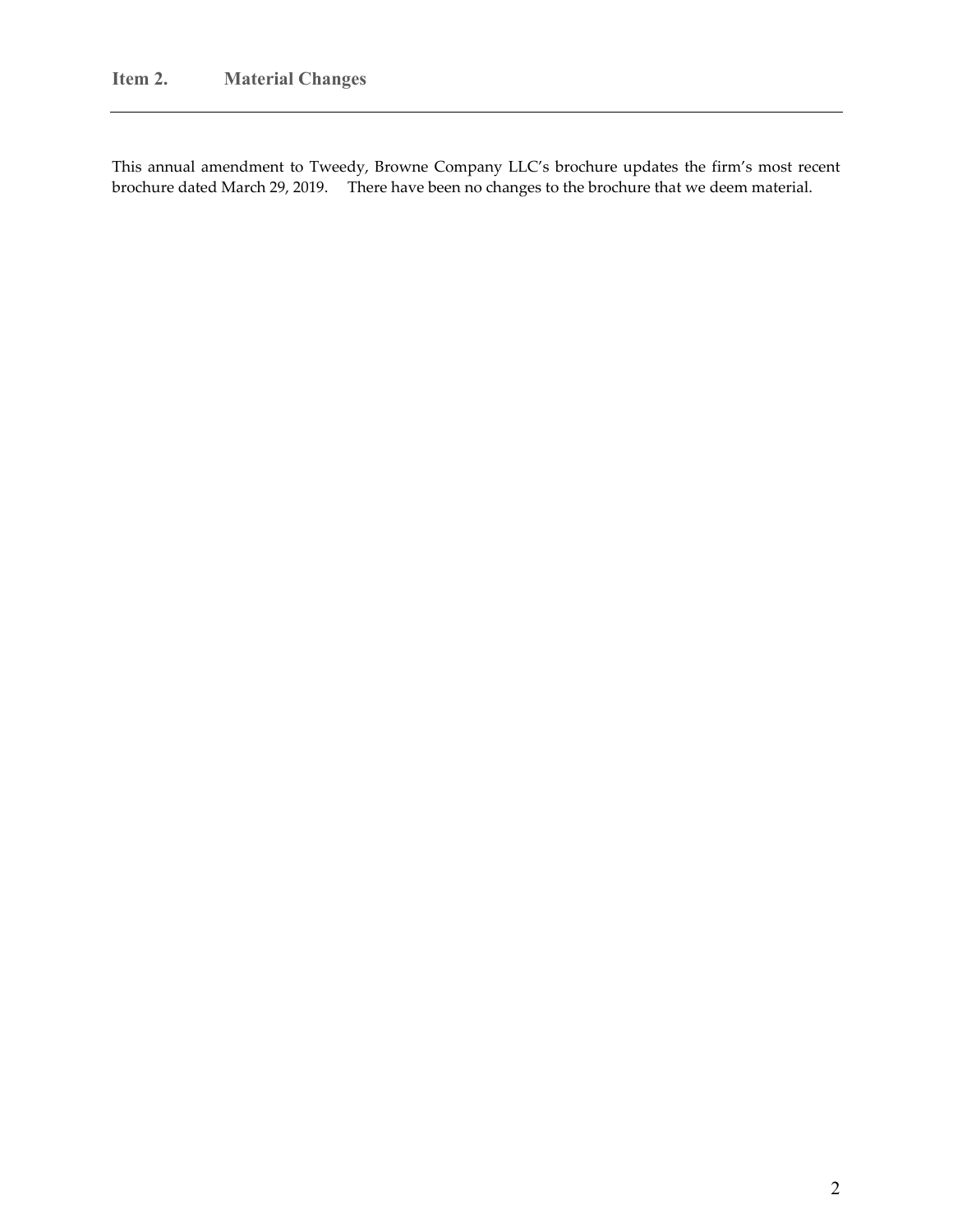## Item 2. Material Changes

This annual amendment to Tweedy, Browne Company LLC's brochure updates the firm's most recent brochure dated March 29, 2019. There have been no changes to the brochure that we deem material.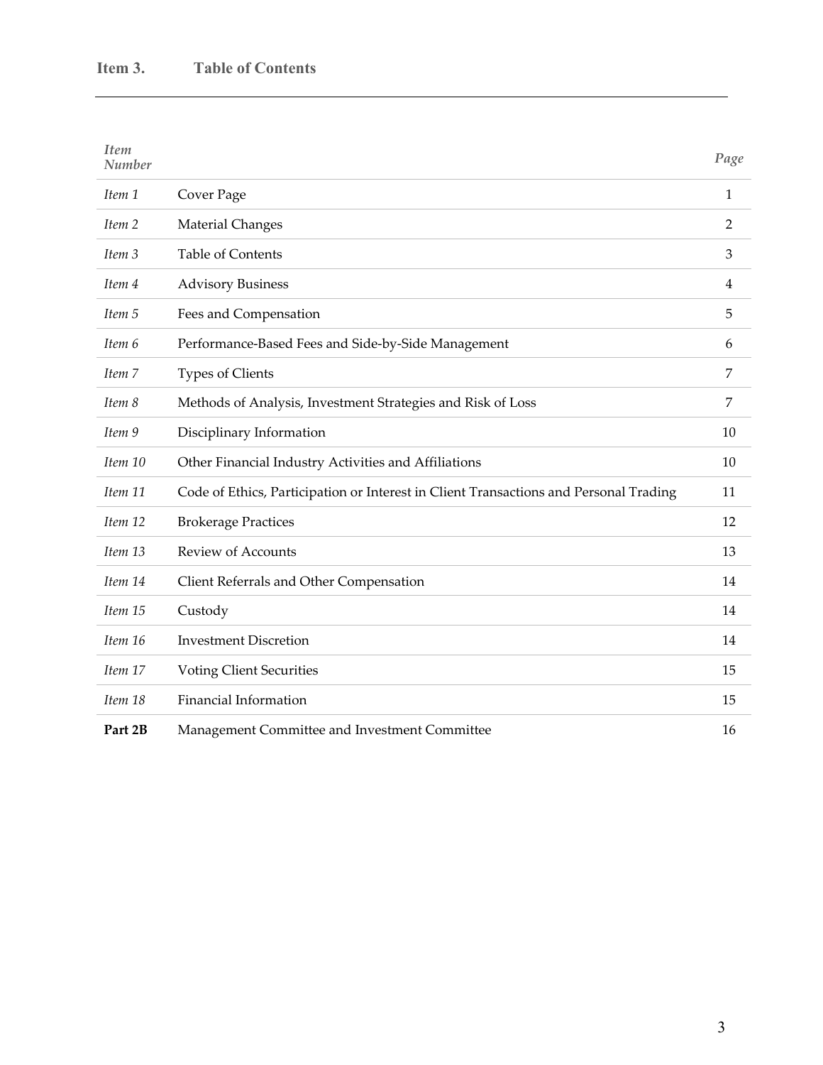# Item 3. Table of Contents

| *Item Number* | | *Page* |
|---|---|---|
| *Item 1* | Cover Page | 1 |
| *Item 2* | Material Changes | 2 |
| *Item 3* | Table of Contents | 3 |
| *Item 4* | Advisory Business | 4 |
| *Item 5* | Fees and Compensation | 5 |
| *Item 6* | Performance-Based Fees and Side-by-Side Management | 6 |
| *Item 7* | Types of Clients | 7 |
| *Item 8* | Methods of Analysis, Investment Strategies and Risk of Loss | 7 |
| *Item 9* | Disciplinary Information | 10 |
| *Item 10* | Other Financial Industry Activities and Affiliations | 10 |
| *Item 11* | Code of Ethics, Participation or Interest in Client Transactions and Personal Trading | 11 |
| *Item 12* | Brokerage Practices | 12 |
| *Item 13* | Review of Accounts | 13 |
| *Item 14* | Client Referrals and Other Compensation | 14 |
| *Item 15* | Custody | 14 |
| *Item 16* | Investment Discretion | 14 |
| *Item 17* | Voting Client Securities | 15 |
| *Item 18* | Financial Information | 15 |
| **Part 2B** | Management Committee and Investment Committee | 16 |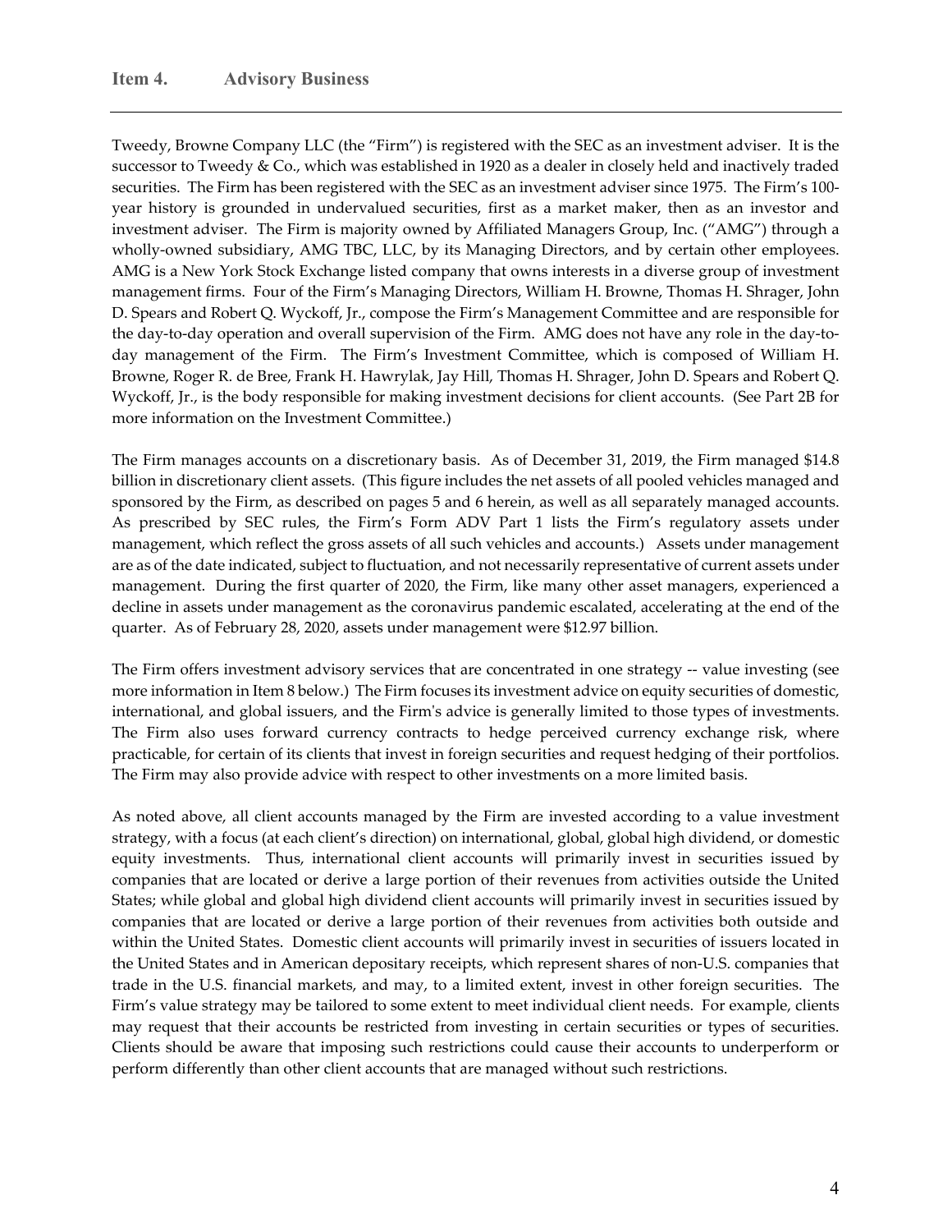## Item 4. Advisory Business

Tweedy, Browne Company LLC (the "Firm") is registered with the SEC as an investment adviser. It is the successor to Tweedy & Co., which was established in 1920 as a dealer in closely held and inactively traded securities. The Firm has been registered with the SEC as an investment adviser since 1975. The Firm's 100-year history is grounded in undervalued securities, first as a market maker, then as an investor and investment adviser. The Firm is majority owned by Affiliated Managers Group, Inc. ("AMG") through a wholly-owned subsidiary, AMG TBC, LLC, by its Managing Directors, and by certain other employees. AMG is a New York Stock Exchange listed company that owns interests in a diverse group of investment management firms. Four of the Firm's Managing Directors, William H. Browne, Thomas H. Shrager, John D. Spears and Robert Q. Wyckoff, Jr., compose the Firm's Management Committee and are responsible for the day-to-day operation and overall supervision of the Firm. AMG does not have any role in the day-to-day management of the Firm. The Firm's Investment Committee, which is composed of William H. Browne, Roger R. de Bree, Frank H. Hawrylak, Jay Hill, Thomas H. Shrager, John D. Spears and Robert Q. Wyckoff, Jr., is the body responsible for making investment decisions for client accounts. (See Part 2B for more information on the Investment Committee.)

The Firm manages accounts on a discretionary basis. As of December 31, 2019, the Firm managed $14.8 billion in discretionary client assets. (This figure includes the net assets of all pooled vehicles managed and sponsored by the Firm, as described on pages 5 and 6 herein, as well as all separately managed accounts. As prescribed by SEC rules, the Firm's Form ADV Part 1 lists the Firm's regulatory assets under management, which reflect the gross assets of all such vehicles and accounts.) Assets under management are as of the date indicated, subject to fluctuation, and not necessarily representative of current assets under management. During the first quarter of 2020, the Firm, like many other asset managers, experienced a decline in assets under management as the coronavirus pandemic escalated, accelerating at the end of the quarter. As of February 28, 2020, assets under management were $12.97 billion.

The Firm offers investment advisory services that are concentrated in one strategy -- value investing (see more information in Item 8 below.) The Firm focuses its investment advice on equity securities of domestic, international, and global issuers, and the Firm's advice is generally limited to those types of investments. The Firm also uses forward currency contracts to hedge perceived currency exchange risk, where practicable, for certain of its clients that invest in foreign securities and request hedging of their portfolios. The Firm may also provide advice with respect to other investments on a more limited basis.

As noted above, all client accounts managed by the Firm are invested according to a value investment strategy, with a focus (at each client's direction) on international, global, global high dividend, or domestic equity investments. Thus, international client accounts will primarily invest in securities issued by companies that are located or derive a large portion of their revenues from activities outside the United States; while global and global high dividend client accounts will primarily invest in securities issued by companies that are located or derive a large portion of their revenues from activities both outside and within the United States. Domestic client accounts will primarily invest in securities of issuers located in the United States and in American depositary receipts, which represent shares of non-U.S. companies that trade in the U.S. financial markets, and may, to a limited extent, invest in other foreign securities. The Firm's value strategy may be tailored to some extent to meet individual client needs. For example, clients may request that their accounts be restricted from investing in certain securities or types of securities. Clients should be aware that imposing such restrictions could cause their accounts to underperform or perform differently than other client accounts that are managed without such restrictions.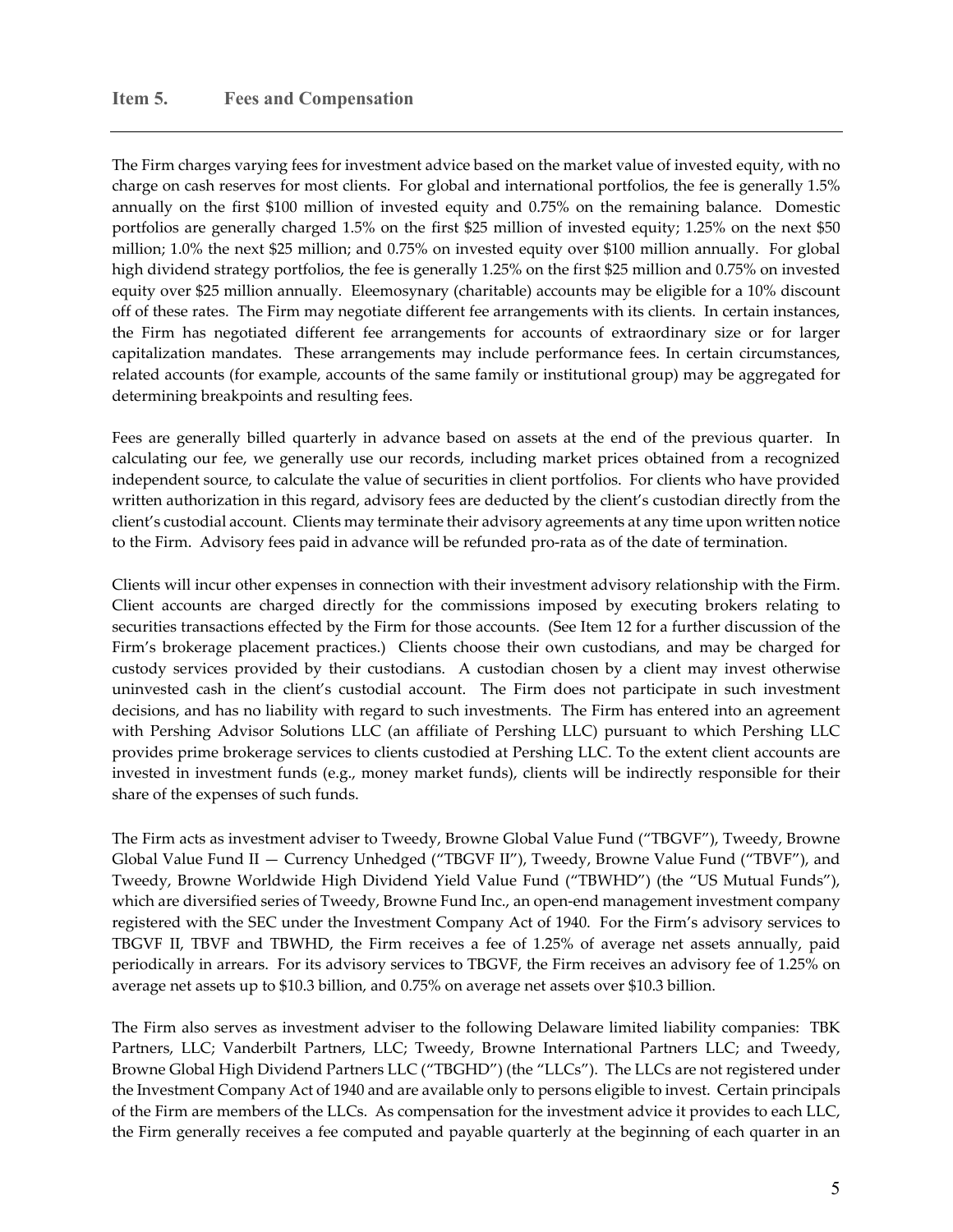## Item 5. Fees and Compensation

The Firm charges varying fees for investment advice based on the market value of invested equity, with no charge on cash reserves for most clients. For global and international portfolios, the fee is generally 1.5% annually on the first $100 million of invested equity and 0.75% on the remaining balance. Domestic portfolios are generally charged 1.5% on the first $25 million of invested equity; 1.25% on the next $50 million; 1.0% the next $25 million; and 0.75% on invested equity over $100 million annually. For global high dividend strategy portfolios, the fee is generally 1.25% on the first $25 million and 0.75% on invested equity over $25 million annually. Eleemosynary (charitable) accounts may be eligible for a 10% discount off of these rates. The Firm may negotiate different fee arrangements with its clients. In certain instances, the Firm has negotiated different fee arrangements for accounts of extraordinary size or for larger capitalization mandates. These arrangements may include performance fees. In certain circumstances, related accounts (for example, accounts of the same family or institutional group) may be aggregated for determining breakpoints and resulting fees.

Fees are generally billed quarterly in advance based on assets at the end of the previous quarter. In calculating our fee, we generally use our records, including market prices obtained from a recognized independent source, to calculate the value of securities in client portfolios. For clients who have provided written authorization in this regard, advisory fees are deducted by the client's custodian directly from the client's custodial account. Clients may terminate their advisory agreements at any time upon written notice to the Firm. Advisory fees paid in advance will be refunded pro-rata as of the date of termination.

Clients will incur other expenses in connection with their investment advisory relationship with the Firm. Client accounts are charged directly for the commissions imposed by executing brokers relating to securities transactions effected by the Firm for those accounts. (See Item 12 for a further discussion of the Firm's brokerage placement practices.) Clients choose their own custodians, and may be charged for custody services provided by their custodians. A custodian chosen by a client may invest otherwise uninvested cash in the client's custodial account. The Firm does not participate in such investment decisions, and has no liability with regard to such investments. The Firm has entered into an agreement with Pershing Advisor Solutions LLC (an affiliate of Pershing LLC) pursuant to which Pershing LLC provides prime brokerage services to clients custodied at Pershing LLC. To the extent client accounts are invested in investment funds (e.g., money market funds), clients will be indirectly responsible for their share of the expenses of such funds.

The Firm acts as investment adviser to Tweedy, Browne Global Value Fund ("TBGVF"), Tweedy, Browne Global Value Fund II — Currency Unhedged ("TBGVF II"), Tweedy, Browne Value Fund ("TBVF"), and Tweedy, Browne Worldwide High Dividend Yield Value Fund ("TBWHD") (the "US Mutual Funds"), which are diversified series of Tweedy, Browne Fund Inc., an open-end management investment company registered with the SEC under the Investment Company Act of 1940. For the Firm's advisory services to TBGVF II, TBVF and TBWHD, the Firm receives a fee of 1.25% of average net assets annually, paid periodically in arrears. For its advisory services to TBGVF, the Firm receives an advisory fee of 1.25% on average net assets up to $10.3 billion, and 0.75% on average net assets over $10.3 billion.

The Firm also serves as investment adviser to the following Delaware limited liability companies: TBK Partners, LLC; Vanderbilt Partners, LLC; Tweedy, Browne International Partners LLC; and Tweedy, Browne Global High Dividend Partners LLC ("TBGHD") (the "LLCs"). The LLCs are not registered under the Investment Company Act of 1940 and are available only to persons eligible to invest. Certain principals of the Firm are members of the LLCs. As compensation for the investment advice it provides to each LLC, the Firm generally receives a fee computed and payable quarterly at the beginning of each quarter in an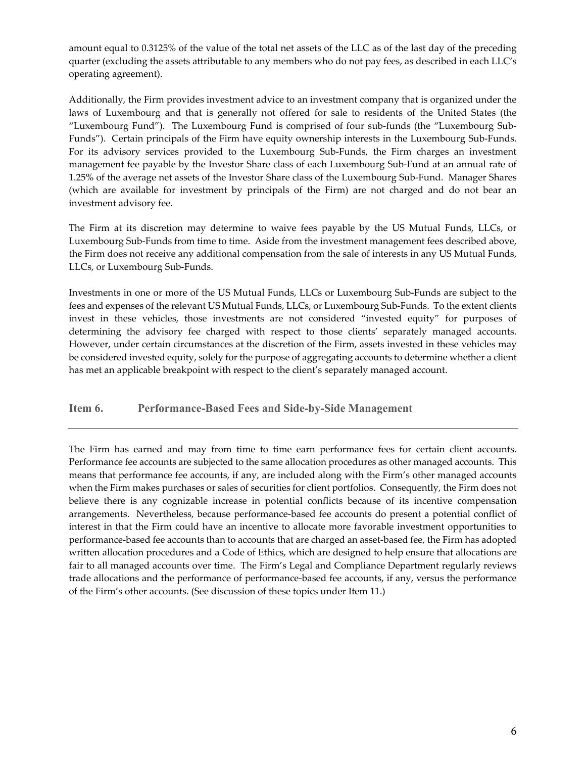amount equal to 0.3125% of the value of the total net assets of the LLC as of the last day of the preceding quarter (excluding the assets attributable to any members who do not pay fees, as described in each LLC's operating agreement).

Additionally, the Firm provides investment advice to an investment company that is organized under the laws of Luxembourg and that is generally not offered for sale to residents of the United States (the "Luxembourg Fund"). The Luxembourg Fund is comprised of four sub-funds (the "Luxembourg Sub-Funds"). Certain principals of the Firm have equity ownership interests in the Luxembourg Sub-Funds. For its advisory services provided to the Luxembourg Sub-Funds, the Firm charges an investment management fee payable by the Investor Share class of each Luxembourg Sub-Fund at an annual rate of 1.25% of the average net assets of the Investor Share class of the Luxembourg Sub-Fund. Manager Shares (which are available for investment by principals of the Firm) are not charged and do not bear an investment advisory fee.

The Firm at its discretion may determine to waive fees payable by the US Mutual Funds, LLCs, or Luxembourg Sub-Funds from time to time. Aside from the investment management fees described above, the Firm does not receive any additional compensation from the sale of interests in any US Mutual Funds, LLCs, or Luxembourg Sub-Funds.

Investments in one or more of the US Mutual Funds, LLCs or Luxembourg Sub-Funds are subject to the fees and expenses of the relevant US Mutual Funds, LLCs, or Luxembourg Sub-Funds. To the extent clients invest in these vehicles, those investments are not considered "invested equity" for purposes of determining the advisory fee charged with respect to those clients' separately managed accounts. However, under certain circumstances at the discretion of the Firm, assets invested in these vehicles may be considered invested equity, solely for the purpose of aggregating accounts to determine whether a client has met an applicable breakpoint with respect to the client's separately managed account.

## Item 6. Performance-Based Fees and Side-by-Side Management

The Firm has earned and may from time to time earn performance fees for certain client accounts. Performance fee accounts are subjected to the same allocation procedures as other managed accounts. This means that performance fee accounts, if any, are included along with the Firm's other managed accounts when the Firm makes purchases or sales of securities for client portfolios. Consequently, the Firm does not believe there is any cognizable increase in potential conflicts because of its incentive compensation arrangements. Nevertheless, because performance-based fee accounts do present a potential conflict of interest in that the Firm could have an incentive to allocate more favorable investment opportunities to performance-based fee accounts than to accounts that are charged an asset-based fee, the Firm has adopted written allocation procedures and a Code of Ethics, which are designed to help ensure that allocations are fair to all managed accounts over time. The Firm's Legal and Compliance Department regularly reviews trade allocations and the performance of performance-based fee accounts, if any, versus the performance of the Firm's other accounts. (See discussion of these topics under Item 11.)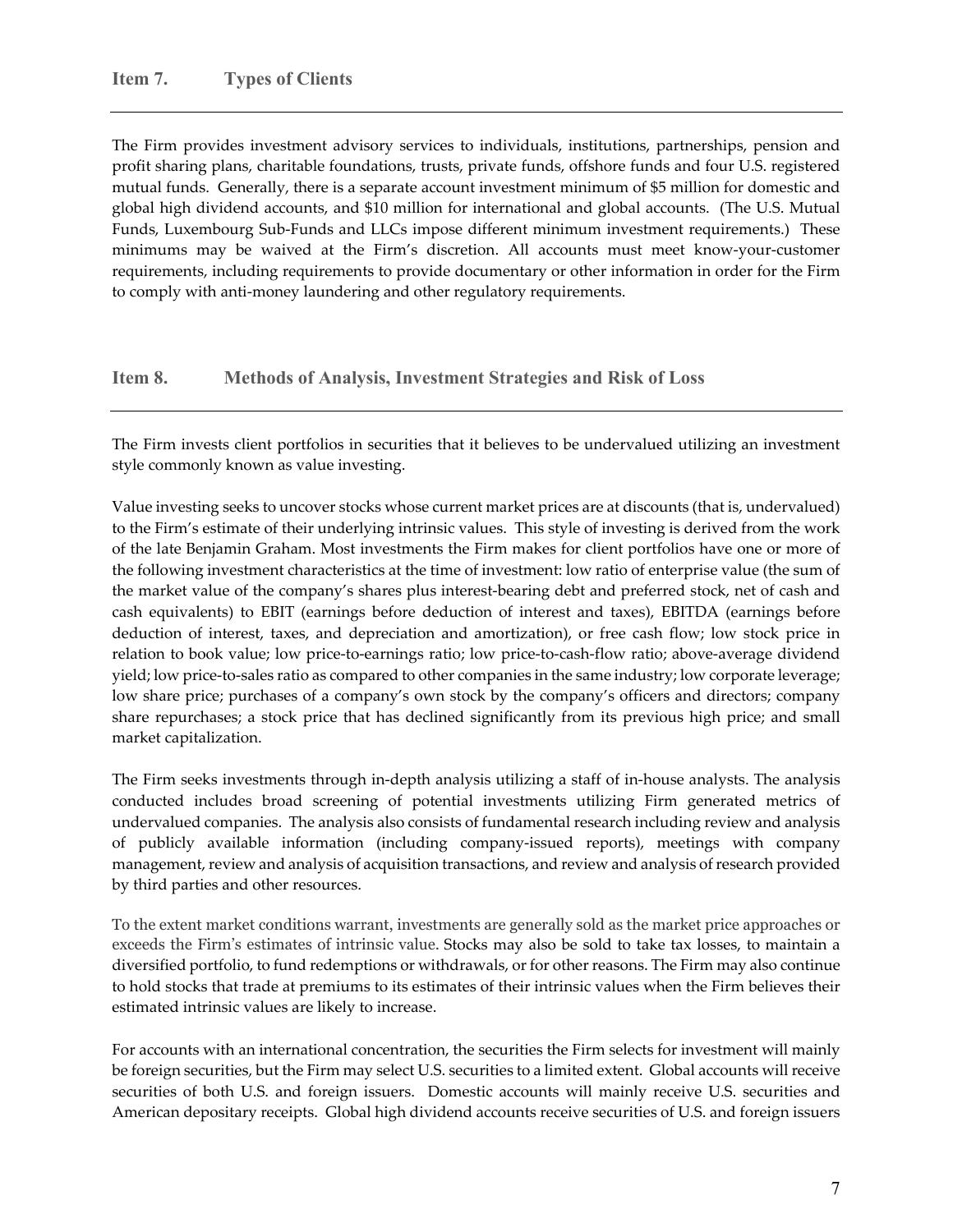## Item 7. Types of Clients

The Firm provides investment advisory services to individuals, institutions, partnerships, pension and profit sharing plans, charitable foundations, trusts, private funds, offshore funds and four U.S. registered mutual funds. Generally, there is a separate account investment minimum of $5 million for domestic and global high dividend accounts, and $10 million for international and global accounts. (The U.S. Mutual Funds, Luxembourg Sub-Funds and LLCs impose different minimum investment requirements.) These minimums may be waived at the Firm's discretion. All accounts must meet know-your-customer requirements, including requirements to provide documentary or other information in order for the Firm to comply with anti-money laundering and other regulatory requirements.

## Item 8. Methods of Analysis, Investment Strategies and Risk of Loss

The Firm invests client portfolios in securities that it believes to be undervalued utilizing an investment style commonly known as value investing.

Value investing seeks to uncover stocks whose current market prices are at discounts (that is, undervalued) to the Firm's estimate of their underlying intrinsic values. This style of investing is derived from the work of the late Benjamin Graham. Most investments the Firm makes for client portfolios have one or more of the following investment characteristics at the time of investment: low ratio of enterprise value (the sum of the market value of the company's shares plus interest-bearing debt and preferred stock, net of cash and cash equivalents) to EBIT (earnings before deduction of interest and taxes), EBITDA (earnings before deduction of interest, taxes, and depreciation and amortization), or free cash flow; low stock price in relation to book value; low price-to-earnings ratio; low price-to-cash-flow ratio; above-average dividend yield; low price-to-sales ratio as compared to other companies in the same industry; low corporate leverage; low share price; purchases of a company's own stock by the company's officers and directors; company share repurchases; a stock price that has declined significantly from its previous high price; and small market capitalization.

The Firm seeks investments through in-depth analysis utilizing a staff of in-house analysts. The analysis conducted includes broad screening of potential investments utilizing Firm generated metrics of undervalued companies. The analysis also consists of fundamental research including review and analysis of publicly available information (including company-issued reports), meetings with company management, review and analysis of acquisition transactions, and review and analysis of research provided by third parties and other resources.

To the extent market conditions warrant, investments are generally sold as the market price approaches or exceeds the Firm's estimates of intrinsic value. Stocks may also be sold to take tax losses, to maintain a diversified portfolio, to fund redemptions or withdrawals, or for other reasons. The Firm may also continue to hold stocks that trade at premiums to its estimates of their intrinsic values when the Firm believes their estimated intrinsic values are likely to increase.

For accounts with an international concentration, the securities the Firm selects for investment will mainly be foreign securities, but the Firm may select U.S. securities to a limited extent. Global accounts will receive securities of both U.S. and foreign issuers. Domestic accounts will mainly receive U.S. securities and American depositary receipts. Global high dividend accounts receive securities of U.S. and foreign issuers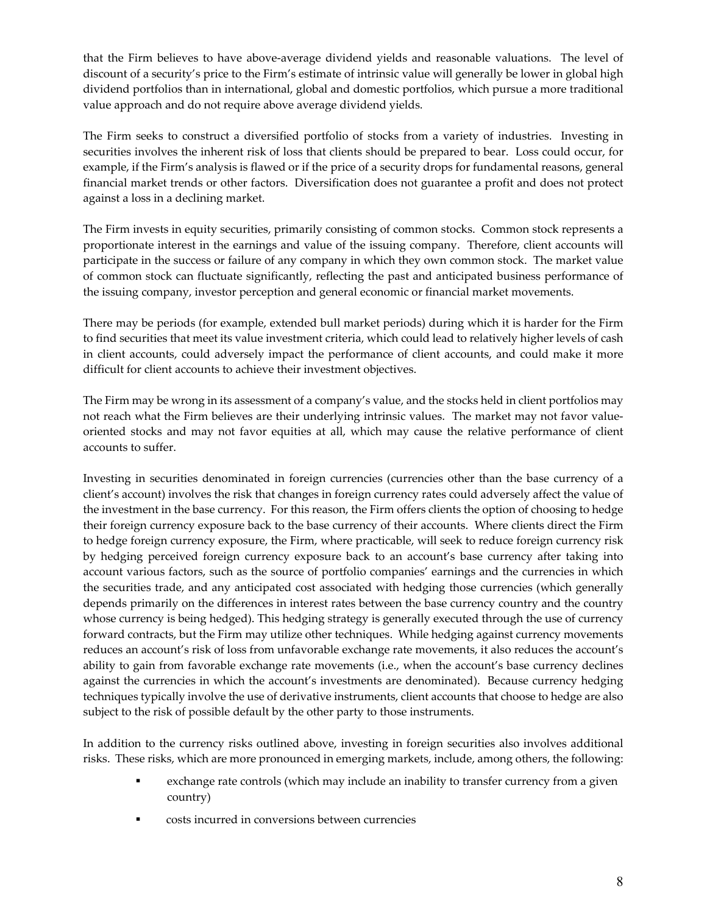that the Firm believes to have above-average dividend yields and reasonable valuations. The level of discount of a security's price to the Firm's estimate of intrinsic value will generally be lower in global high dividend portfolios than in international, global and domestic portfolios, which pursue a more traditional value approach and do not require above average dividend yields.

The Firm seeks to construct a diversified portfolio of stocks from a variety of industries. Investing in securities involves the inherent risk of loss that clients should be prepared to bear. Loss could occur, for example, if the Firm's analysis is flawed or if the price of a security drops for fundamental reasons, general financial market trends or other factors. Diversification does not guarantee a profit and does not protect against a loss in a declining market.

The Firm invests in equity securities, primarily consisting of common stocks. Common stock represents a proportionate interest in the earnings and value of the issuing company. Therefore, client accounts will participate in the success or failure of any company in which they own common stock. The market value of common stock can fluctuate significantly, reflecting the past and anticipated business performance of the issuing company, investor perception and general economic or financial market movements.

There may be periods (for example, extended bull market periods) during which it is harder for the Firm to find securities that meet its value investment criteria, which could lead to relatively higher levels of cash in client accounts, could adversely impact the performance of client accounts, and could make it more difficult for client accounts to achieve their investment objectives.

The Firm may be wrong in its assessment of a company's value, and the stocks held in client portfolios may not reach what the Firm believes are their underlying intrinsic values. The market may not favor value-oriented stocks and may not favor equities at all, which may cause the relative performance of client accounts to suffer.

Investing in securities denominated in foreign currencies (currencies other than the base currency of a client's account) involves the risk that changes in foreign currency rates could adversely affect the value of the investment in the base currency. For this reason, the Firm offers clients the option of choosing to hedge their foreign currency exposure back to the base currency of their accounts. Where clients direct the Firm to hedge foreign currency exposure, the Firm, where practicable, will seek to reduce foreign currency risk by hedging perceived foreign currency exposure back to an account's base currency after taking into account various factors, such as the source of portfolio companies' earnings and the currencies in which the securities trade, and any anticipated cost associated with hedging those currencies (which generally depends primarily on the differences in interest rates between the base currency country and the country whose currency is being hedged). This hedging strategy is generally executed through the use of currency forward contracts, but the Firm may utilize other techniques. While hedging against currency movements reduces an account's risk of loss from unfavorable exchange rate movements, it also reduces the account's ability to gain from favorable exchange rate movements (i.e., when the account's base currency declines against the currencies in which the account's investments are denominated). Because currency hedging techniques typically involve the use of derivative instruments, client accounts that choose to hedge are also subject to the risk of possible default by the other party to those instruments.

In addition to the currency risks outlined above, investing in foreign securities also involves additional risks. These risks, which are more pronounced in emerging markets, include, among others, the following:

- exchange rate controls (which may include an inability to transfer currency from a given country)
- costs incurred in conversions between currencies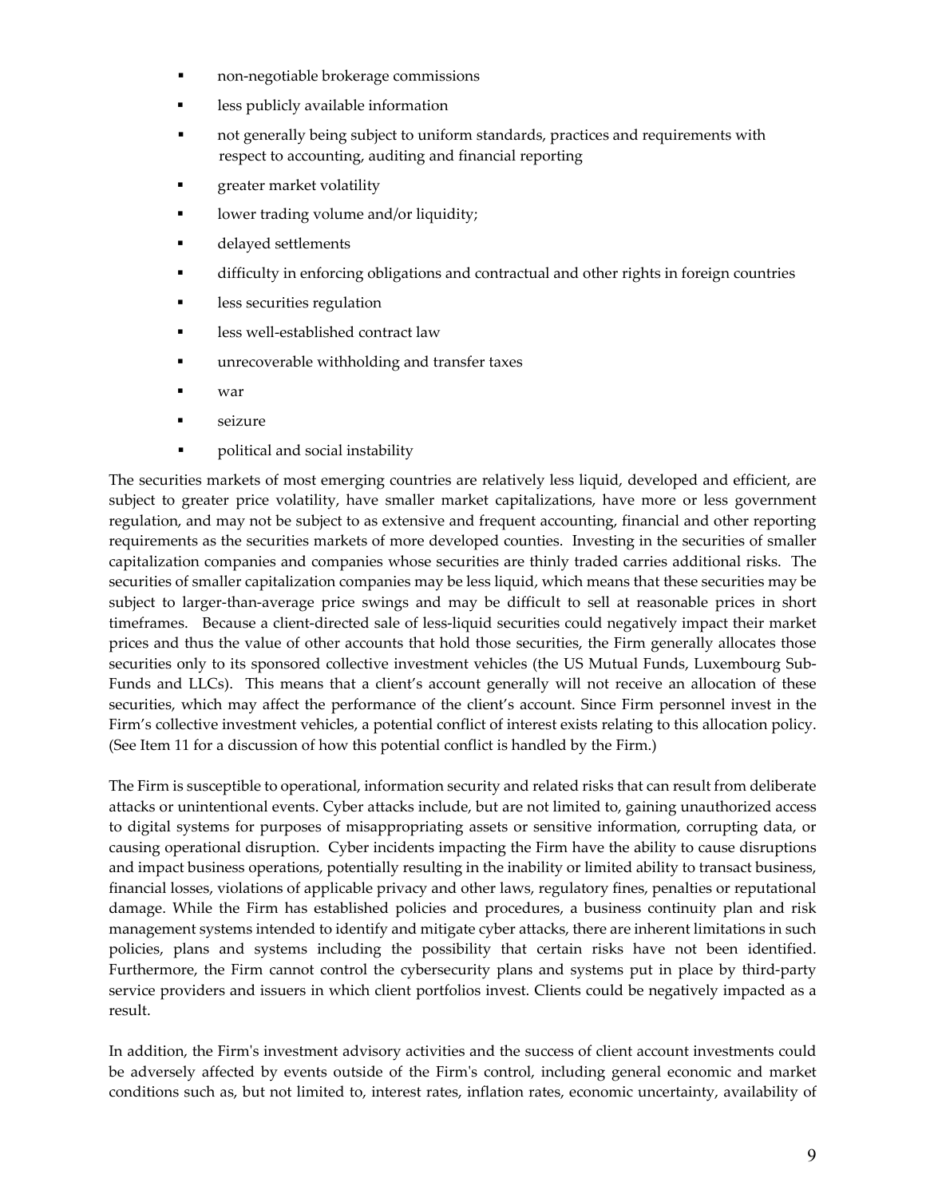- non-negotiable brokerage commissions
- less publicly available information
- not generally being subject to uniform standards, practices and requirements with respect to accounting, auditing and financial reporting
- greater market volatility
- lower trading volume and/or liquidity;
- delayed settlements
- difficulty in enforcing obligations and contractual and other rights in foreign countries
- less securities regulation
- less well-established contract law
- unrecoverable withholding and transfer taxes
- war
- seizure
- political and social instability

The securities markets of most emerging countries are relatively less liquid, developed and efficient, are subject to greater price volatility, have smaller market capitalizations, have more or less government regulation, and may not be subject to as extensive and frequent accounting, financial and other reporting requirements as the securities markets of more developed counties. Investing in the securities of smaller capitalization companies and companies whose securities are thinly traded carries additional risks. The securities of smaller capitalization companies may be less liquid, which means that these securities may be subject to larger-than-average price swings and may be difficult to sell at reasonable prices in short timeframes. Because a client-directed sale of less-liquid securities could negatively impact their market prices and thus the value of other accounts that hold those securities, the Firm generally allocates those securities only to its sponsored collective investment vehicles (the US Mutual Funds, Luxembourg Sub-Funds and LLCs). This means that a client's account generally will not receive an allocation of these securities, which may affect the performance of the client's account. Since Firm personnel invest in the Firm's collective investment vehicles, a potential conflict of interest exists relating to this allocation policy. (See Item 11 for a discussion of how this potential conflict is handled by the Firm.)

The Firm is susceptible to operational, information security and related risks that can result from deliberate attacks or unintentional events. Cyber attacks include, but are not limited to, gaining unauthorized access to digital systems for purposes of misappropriating assets or sensitive information, corrupting data, or causing operational disruption. Cyber incidents impacting the Firm have the ability to cause disruptions and impact business operations, potentially resulting in the inability or limited ability to transact business, financial losses, violations of applicable privacy and other laws, regulatory fines, penalties or reputational damage. While the Firm has established policies and procedures, a business continuity plan and risk management systems intended to identify and mitigate cyber attacks, there are inherent limitations in such policies, plans and systems including the possibility that certain risks have not been identified. Furthermore, the Firm cannot control the cybersecurity plans and systems put in place by third-party service providers and issuers in which client portfolios invest. Clients could be negatively impacted as a result.

In addition, the Firm's investment advisory activities and the success of client account investments could be adversely affected by events outside of the Firm's control, including general economic and market conditions such as, but not limited to, interest rates, inflation rates, economic uncertainty, availability of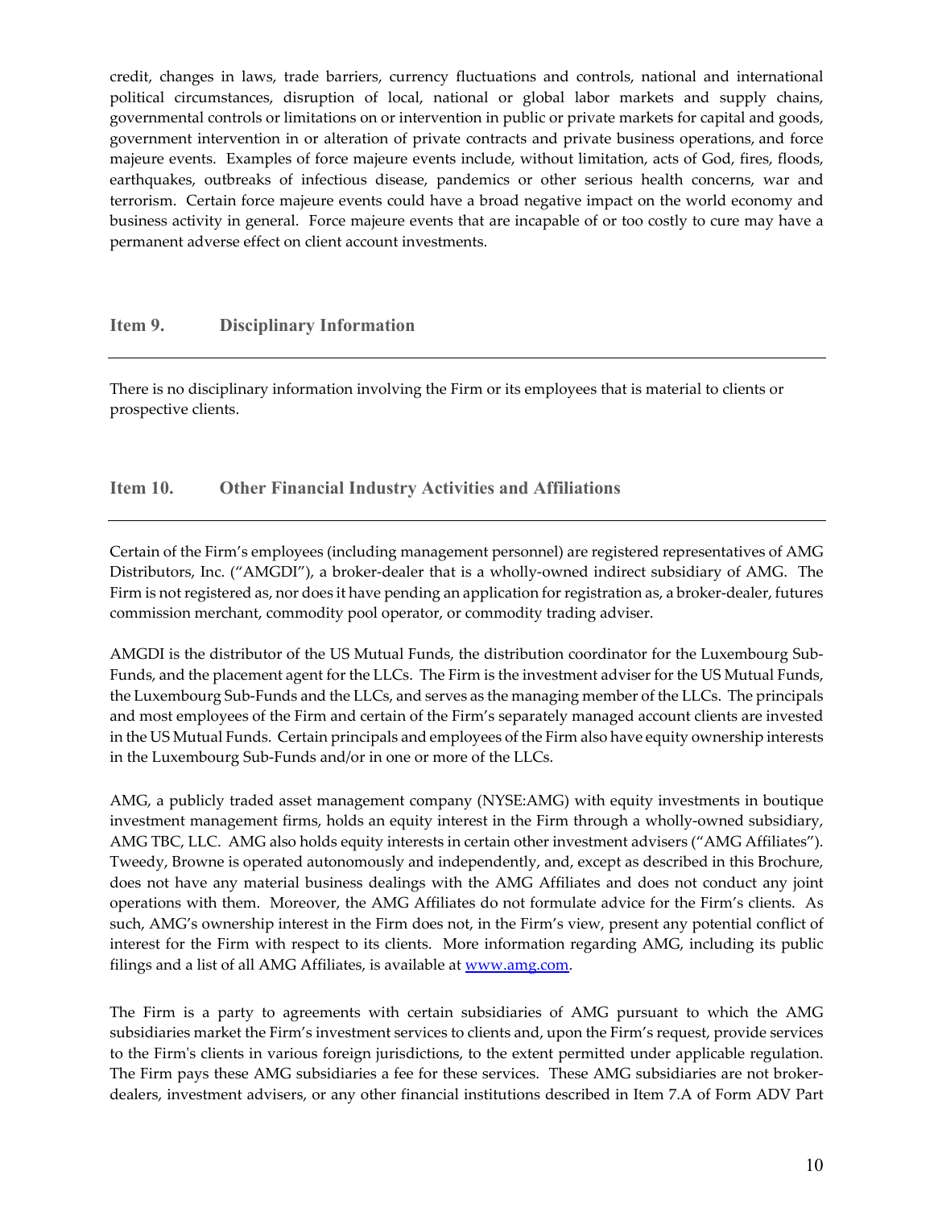credit, changes in laws, trade barriers, currency fluctuations and controls, national and international political circumstances, disruption of local, national or global labor markets and supply chains, governmental controls or limitations on or intervention in public or private markets for capital and goods, government intervention in or alteration of private contracts and private business operations, and force majeure events. Examples of force majeure events include, without limitation, acts of God, fires, floods, earthquakes, outbreaks of infectious disease, pandemics or other serious health concerns, war and terrorism. Certain force majeure events could have a broad negative impact on the world economy and business activity in general. Force majeure events that are incapable of or too costly to cure may have a permanent adverse effect on client account investments.

## Item 9. Disciplinary Information

There is no disciplinary information involving the Firm or its employees that is material to clients or prospective clients.

## Item 10. Other Financial Industry Activities and Affiliations

Certain of the Firm's employees (including management personnel) are registered representatives of AMG Distributors, Inc. ("AMGDI"), a broker-dealer that is a wholly-owned indirect subsidiary of AMG. The Firm is not registered as, nor does it have pending an application for registration as, a broker-dealer, futures commission merchant, commodity pool operator, or commodity trading adviser.

AMGDI is the distributor of the US Mutual Funds, the distribution coordinator for the Luxembourg Sub-Funds, and the placement agent for the LLCs. The Firm is the investment adviser for the US Mutual Funds, the Luxembourg Sub-Funds and the LLCs, and serves as the managing member of the LLCs. The principals and most employees of the Firm and certain of the Firm's separately managed account clients are invested in the US Mutual Funds. Certain principals and employees of the Firm also have equity ownership interests in the Luxembourg Sub-Funds and/or in one or more of the LLCs.

AMG, a publicly traded asset management company (NYSE:AMG) with equity investments in boutique investment management firms, holds an equity interest in the Firm through a wholly-owned subsidiary, AMG TBC, LLC. AMG also holds equity interests in certain other investment advisers ("AMG Affiliates"). Tweedy, Browne is operated autonomously and independently, and, except as described in this Brochure, does not have any material business dealings with the AMG Affiliates and does not conduct any joint operations with them. Moreover, the AMG Affiliates do not formulate advice for the Firm's clients. As such, AMG's ownership interest in the Firm does not, in the Firm's view, present any potential conflict of interest for the Firm with respect to its clients. More information regarding AMG, including its public filings and a list of all AMG Affiliates, is available at www.amg.com.

The Firm is a party to agreements with certain subsidiaries of AMG pursuant to which the AMG subsidiaries market the Firm's investment services to clients and, upon the Firm's request, provide services to the Firm's clients in various foreign jurisdictions, to the extent permitted under applicable regulation. The Firm pays these AMG subsidiaries a fee for these services. These AMG subsidiaries are not broker-dealers, investment advisers, or any other financial institutions described in Item 7.A of Form ADV Part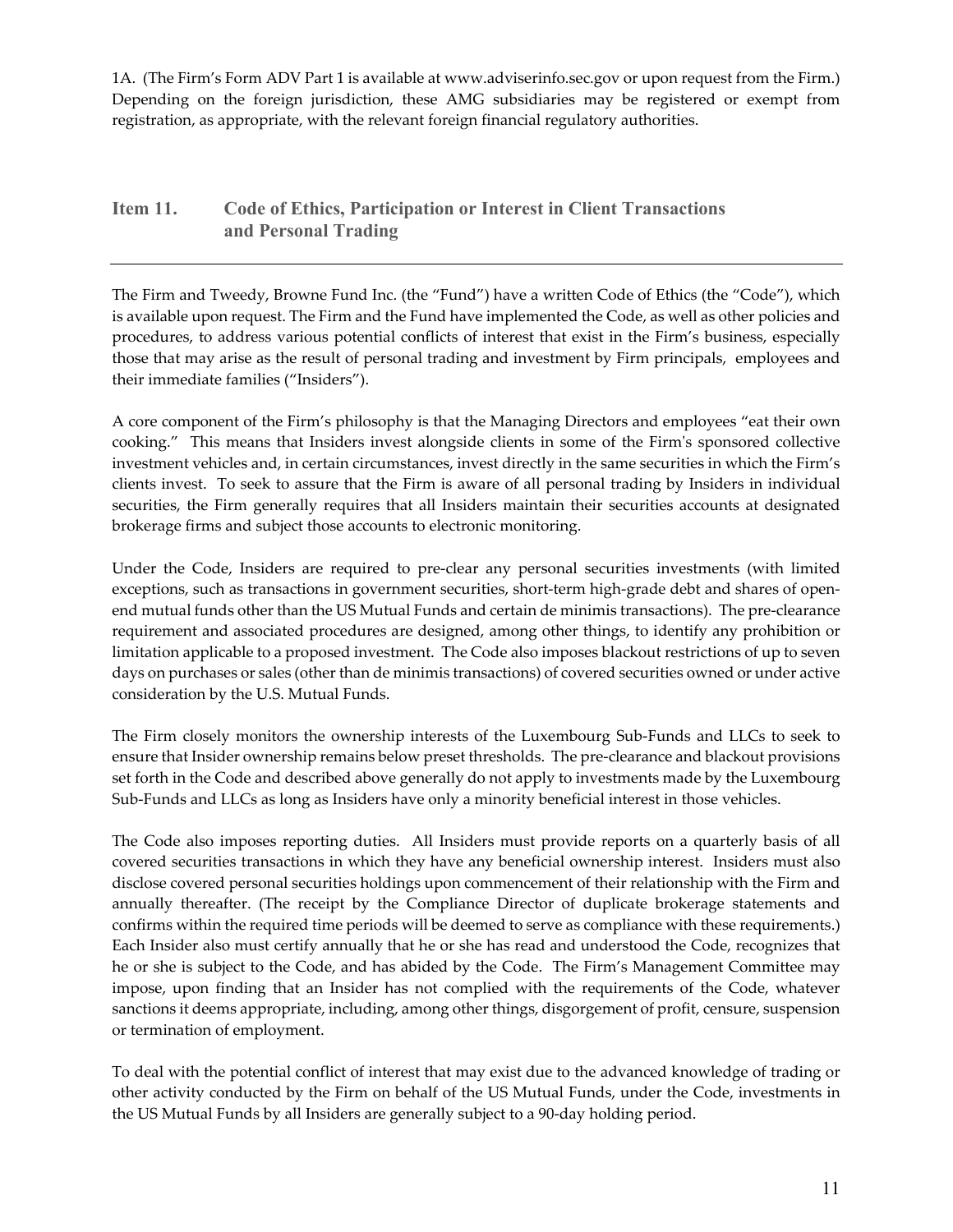1A. (The Firm's Form ADV Part 1 is available at www.adviserinfo.sec.gov or upon request from the Firm.) Depending on the foreign jurisdiction, these AMG subsidiaries may be registered or exempt from registration, as appropriate, with the relevant foreign financial regulatory authorities.

## Item 11. Code of Ethics, Participation or Interest in Client Transactions and Personal Trading

The Firm and Tweedy, Browne Fund Inc. (the "Fund") have a written Code of Ethics (the "Code"), which is available upon request. The Firm and the Fund have implemented the Code, as well as other policies and procedures, to address various potential conflicts of interest that exist in the Firm's business, especially those that may arise as the result of personal trading and investment by Firm principals, employees and their immediate families ("Insiders").

A core component of the Firm's philosophy is that the Managing Directors and employees "eat their own cooking." This means that Insiders invest alongside clients in some of the Firm's sponsored collective investment vehicles and, in certain circumstances, invest directly in the same securities in which the Firm's clients invest. To seek to assure that the Firm is aware of all personal trading by Insiders in individual securities, the Firm generally requires that all Insiders maintain their securities accounts at designated brokerage firms and subject those accounts to electronic monitoring.

Under the Code, Insiders are required to pre-clear any personal securities investments (with limited exceptions, such as transactions in government securities, short-term high-grade debt and shares of open-end mutual funds other than the US Mutual Funds and certain de minimis transactions). The pre-clearance requirement and associated procedures are designed, among other things, to identify any prohibition or limitation applicable to a proposed investment. The Code also imposes blackout restrictions of up to seven days on purchases or sales (other than de minimis transactions) of covered securities owned or under active consideration by the U.S. Mutual Funds.

The Firm closely monitors the ownership interests of the Luxembourg Sub-Funds and LLCs to seek to ensure that Insider ownership remains below preset thresholds. The pre-clearance and blackout provisions set forth in the Code and described above generally do not apply to investments made by the Luxembourg Sub-Funds and LLCs as long as Insiders have only a minority beneficial interest in those vehicles.

The Code also imposes reporting duties. All Insiders must provide reports on a quarterly basis of all covered securities transactions in which they have any beneficial ownership interest. Insiders must also disclose covered personal securities holdings upon commencement of their relationship with the Firm and annually thereafter. (The receipt by the Compliance Director of duplicate brokerage statements and confirms within the required time periods will be deemed to serve as compliance with these requirements.) Each Insider also must certify annually that he or she has read and understood the Code, recognizes that he or she is subject to the Code, and has abided by the Code. The Firm's Management Committee may impose, upon finding that an Insider has not complied with the requirements of the Code, whatever sanctions it deems appropriate, including, among other things, disgorgement of profit, censure, suspension or termination of employment.

To deal with the potential conflict of interest that may exist due to the advanced knowledge of trading or other activity conducted by the Firm on behalf of the US Mutual Funds, under the Code, investments in the US Mutual Funds by all Insiders are generally subject to a 90-day holding period.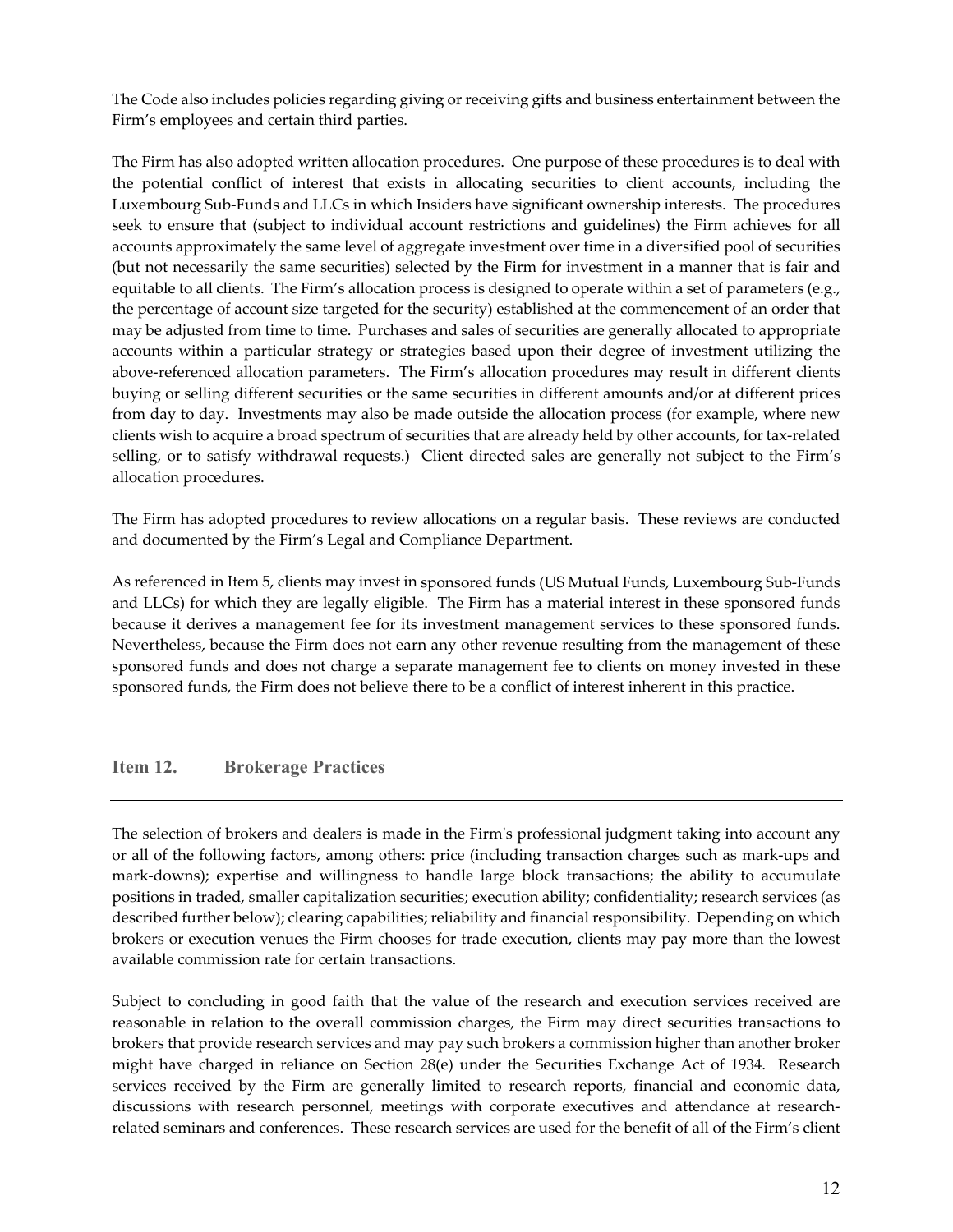The Code also includes policies regarding giving or receiving gifts and business entertainment between the Firm's employees and certain third parties.

The Firm has also adopted written allocation procedures. One purpose of these procedures is to deal with the potential conflict of interest that exists in allocating securities to client accounts, including the Luxembourg Sub-Funds and LLCs in which Insiders have significant ownership interests. The procedures seek to ensure that (subject to individual account restrictions and guidelines) the Firm achieves for all accounts approximately the same level of aggregate investment over time in a diversified pool of securities (but not necessarily the same securities) selected by the Firm for investment in a manner that is fair and equitable to all clients. The Firm's allocation process is designed to operate within a set of parameters (e.g., the percentage of account size targeted for the security) established at the commencement of an order that may be adjusted from time to time. Purchases and sales of securities are generally allocated to appropriate accounts within a particular strategy or strategies based upon their degree of investment utilizing the above-referenced allocation parameters. The Firm's allocation procedures may result in different clients buying or selling different securities or the same securities in different amounts and/or at different prices from day to day. Investments may also be made outside the allocation process (for example, where new clients wish to acquire a broad spectrum of securities that are already held by other accounts, for tax-related selling, or to satisfy withdrawal requests.) Client directed sales are generally not subject to the Firm's allocation procedures.

The Firm has adopted procedures to review allocations on a regular basis. These reviews are conducted and documented by the Firm's Legal and Compliance Department.

As referenced in Item 5, clients may invest in sponsored funds (US Mutual Funds, Luxembourg Sub-Funds and LLCs) for which they are legally eligible. The Firm has a material interest in these sponsored funds because it derives a management fee for its investment management services to these sponsored funds. Nevertheless, because the Firm does not earn any other revenue resulting from the management of these sponsored funds and does not charge a separate management fee to clients on money invested in these sponsored funds, the Firm does not believe there to be a conflict of interest inherent in this practice.

## Item 12. Brokerage Practices

The selection of brokers and dealers is made in the Firm's professional judgment taking into account any or all of the following factors, among others: price (including transaction charges such as mark-ups and mark-downs); expertise and willingness to handle large block transactions; the ability to accumulate positions in traded, smaller capitalization securities; execution ability; confidentiality; research services (as described further below); clearing capabilities; reliability and financial responsibility. Depending on which brokers or execution venues the Firm chooses for trade execution, clients may pay more than the lowest available commission rate for certain transactions.

Subject to concluding in good faith that the value of the research and execution services received are reasonable in relation to the overall commission charges, the Firm may direct securities transactions to brokers that provide research services and may pay such brokers a commission higher than another broker might have charged in reliance on Section 28(e) under the Securities Exchange Act of 1934. Research services received by the Firm are generally limited to research reports, financial and economic data, discussions with research personnel, meetings with corporate executives and attendance at research-related seminars and conferences. These research services are used for the benefit of all of the Firm's client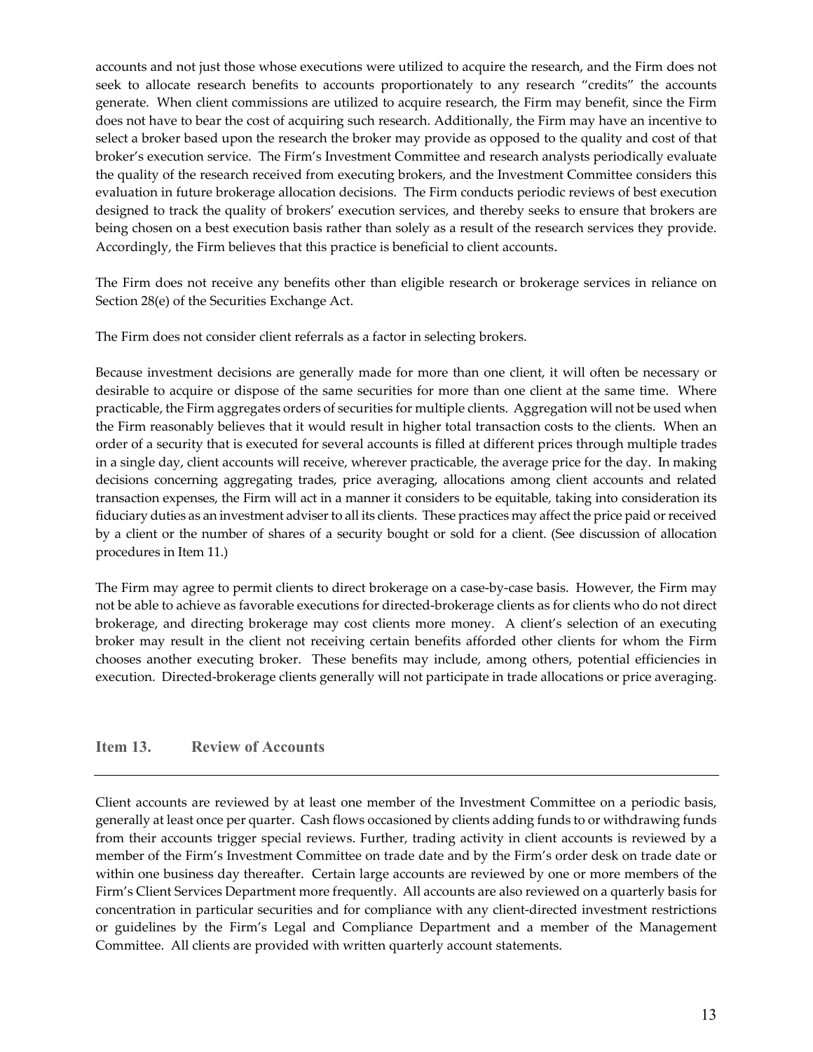accounts and not just those whose executions were utilized to acquire the research, and the Firm does not seek to allocate research benefits to accounts proportionately to any research "credits" the accounts generate. When client commissions are utilized to acquire research, the Firm may benefit, since the Firm does not have to bear the cost of acquiring such research. Additionally, the Firm may have an incentive to select a broker based upon the research the broker may provide as opposed to the quality and cost of that broker's execution service. The Firm's Investment Committee and research analysts periodically evaluate the quality of the research received from executing brokers, and the Investment Committee considers this evaluation in future brokerage allocation decisions. The Firm conducts periodic reviews of best execution designed to track the quality of brokers' execution services, and thereby seeks to ensure that brokers are being chosen on a best execution basis rather than solely as a result of the research services they provide. Accordingly, the Firm believes that this practice is beneficial to client accounts.

The Firm does not receive any benefits other than eligible research or brokerage services in reliance on Section 28(e) of the Securities Exchange Act.

The Firm does not consider client referrals as a factor in selecting brokers.

Because investment decisions are generally made for more than one client, it will often be necessary or desirable to acquire or dispose of the same securities for more than one client at the same time. Where practicable, the Firm aggregates orders of securities for multiple clients. Aggregation will not be used when the Firm reasonably believes that it would result in higher total transaction costs to the clients. When an order of a security that is executed for several accounts is filled at different prices through multiple trades in a single day, client accounts will receive, wherever practicable, the average price for the day. In making decisions concerning aggregating trades, price averaging, allocations among client accounts and related transaction expenses, the Firm will act in a manner it considers to be equitable, taking into consideration its fiduciary duties as an investment adviser to all its clients. These practices may affect the price paid or received by a client or the number of shares of a security bought or sold for a client. (See discussion of allocation procedures in Item 11.)

The Firm may agree to permit clients to direct brokerage on a case-by-case basis. However, the Firm may not be able to achieve as favorable executions for directed-brokerage clients as for clients who do not direct brokerage, and directing brokerage may cost clients more money. A client's selection of an executing broker may result in the client not receiving certain benefits afforded other clients for whom the Firm chooses another executing broker. These benefits may include, among others, potential efficiencies in execution. Directed-brokerage clients generally will not participate in trade allocations or price averaging.

## Item 13. Review of Accounts

Client accounts are reviewed by at least one member of the Investment Committee on a periodic basis, generally at least once per quarter. Cash flows occasioned by clients adding funds to or withdrawing funds from their accounts trigger special reviews. Further, trading activity in client accounts is reviewed by a member of the Firm's Investment Committee on trade date and by the Firm's order desk on trade date or within one business day thereafter. Certain large accounts are reviewed by one or more members of the Firm's Client Services Department more frequently. All accounts are also reviewed on a quarterly basis for concentration in particular securities and for compliance with any client-directed investment restrictions or guidelines by the Firm's Legal and Compliance Department and a member of the Management Committee. All clients are provided with written quarterly account statements.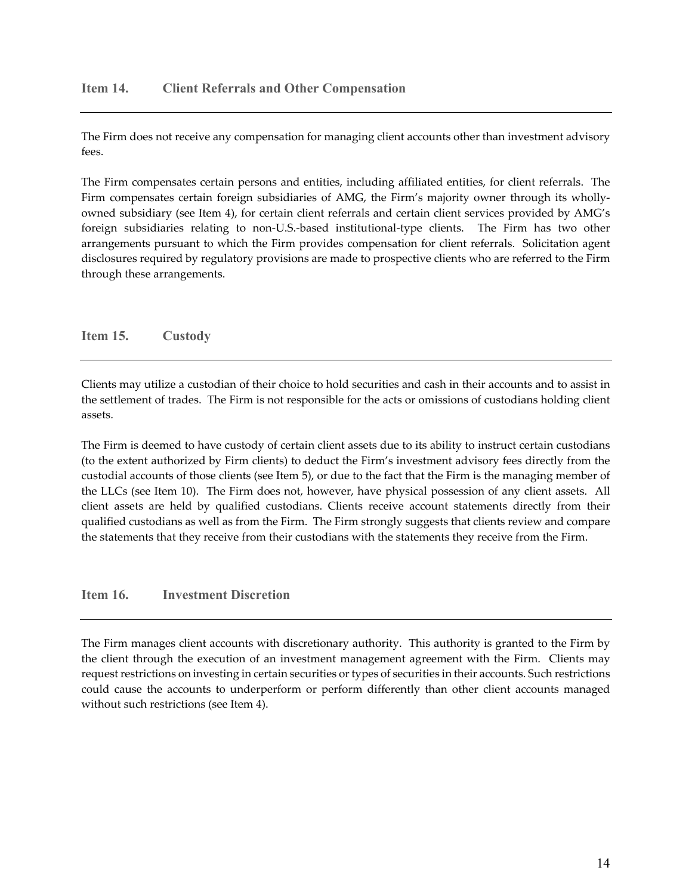## Item 14. Client Referrals and Other Compensation

The Firm does not receive any compensation for managing client accounts other than investment advisory fees.

The Firm compensates certain persons and entities, including affiliated entities, for client referrals. The Firm compensates certain foreign subsidiaries of AMG, the Firm's majority owner through its wholly-owned subsidiary (see Item 4), for certain client referrals and certain client services provided by AMG's foreign subsidiaries relating to non-U.S.-based institutional-type clients. The Firm has two other arrangements pursuant to which the Firm provides compensation for client referrals. Solicitation agent disclosures required by regulatory provisions are made to prospective clients who are referred to the Firm through these arrangements.

## Item 15. Custody

Clients may utilize a custodian of their choice to hold securities and cash in their accounts and to assist in the settlement of trades. The Firm is not responsible for the acts or omissions of custodians holding client assets.

The Firm is deemed to have custody of certain client assets due to its ability to instruct certain custodians (to the extent authorized by Firm clients) to deduct the Firm's investment advisory fees directly from the custodial accounts of those clients (see Item 5), or due to the fact that the Firm is the managing member of the LLCs (see Item 10). The Firm does not, however, have physical possession of any client assets. All client assets are held by qualified custodians. Clients receive account statements directly from their qualified custodians as well as from the Firm. The Firm strongly suggests that clients review and compare the statements that they receive from their custodians with the statements they receive from the Firm.

## Item 16. Investment Discretion

The Firm manages client accounts with discretionary authority. This authority is granted to the Firm by the client through the execution of an investment management agreement with the Firm. Clients may request restrictions on investing in certain securities or types of securities in their accounts. Such restrictions could cause the accounts to underperform or perform differently than other client accounts managed without such restrictions (see Item 4).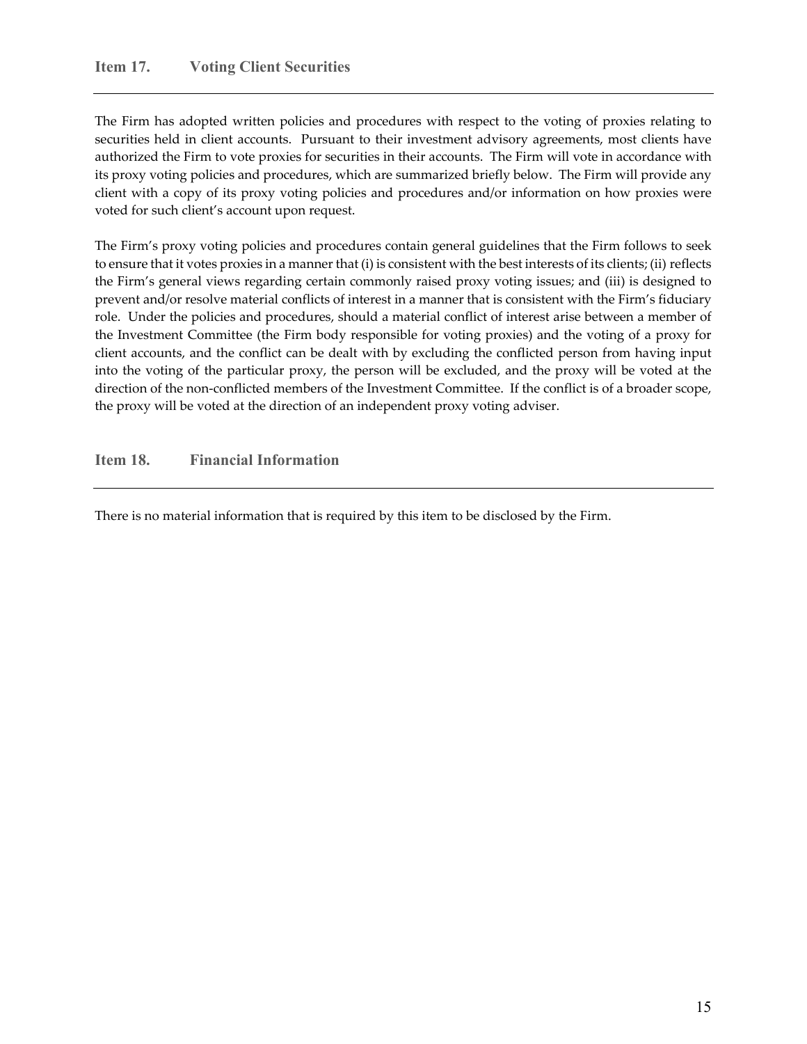## Item 17. Voting Client Securities

The Firm has adopted written policies and procedures with respect to the voting of proxies relating to securities held in client accounts. Pursuant to their investment advisory agreements, most clients have authorized the Firm to vote proxies for securities in their accounts. The Firm will vote in accordance with its proxy voting policies and procedures, which are summarized briefly below. The Firm will provide any client with a copy of its proxy voting policies and procedures and/or information on how proxies were voted for such client's account upon request.

The Firm's proxy voting policies and procedures contain general guidelines that the Firm follows to seek to ensure that it votes proxies in a manner that (i) is consistent with the best interests of its clients; (ii) reflects the Firm's general views regarding certain commonly raised proxy voting issues; and (iii) is designed to prevent and/or resolve material conflicts of interest in a manner that is consistent with the Firm's fiduciary role. Under the policies and procedures, should a material conflict of interest arise between a member of the Investment Committee (the Firm body responsible for voting proxies) and the voting of a proxy for client accounts, and the conflict can be dealt with by excluding the conflicted person from having input into the voting of the particular proxy, the person will be excluded, and the proxy will be voted at the direction of the non-conflicted members of the Investment Committee. If the conflict is of a broader scope, the proxy will be voted at the direction of an independent proxy voting adviser.

## Item 18. Financial Information

There is no material information that is required by this item to be disclosed by the Firm.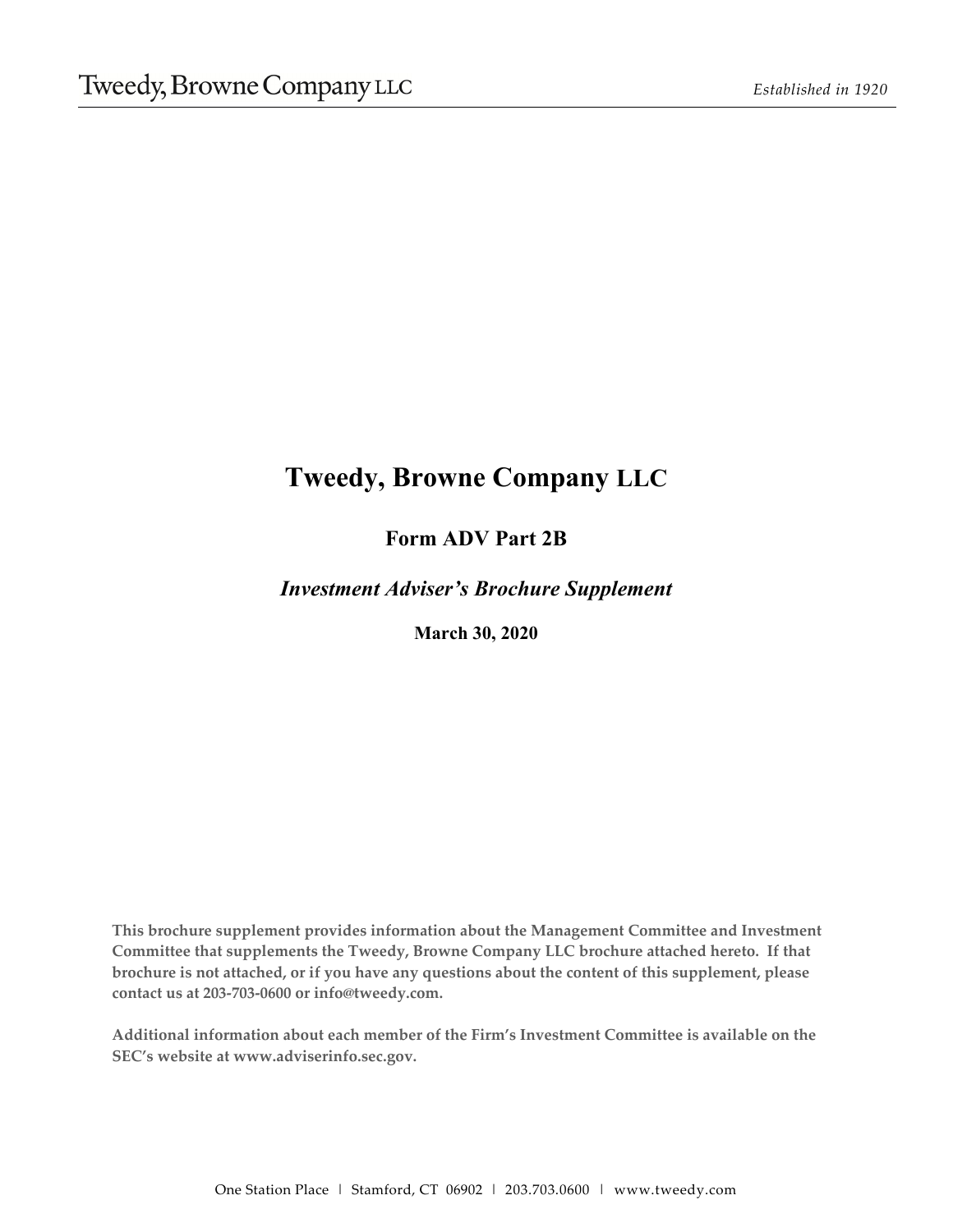# Tweedy, Browne Company LLC

## Form ADV Part 2B

### *Investment Adviser's Brochure Supplement*

**March 30, 2020**

**This brochure supplement provides information about the Management Committee and Investment Committee that supplements the Tweedy, Browne Company LLC brochure attached hereto. If that brochure is not attached, or if you have any questions about the content of this supplement, please contact us at 203-703-0600 or info@tweedy.com.**

**Additional information about each member of the Firm's Investment Committee is available on the SEC's website at www.adviserinfo.sec.gov.**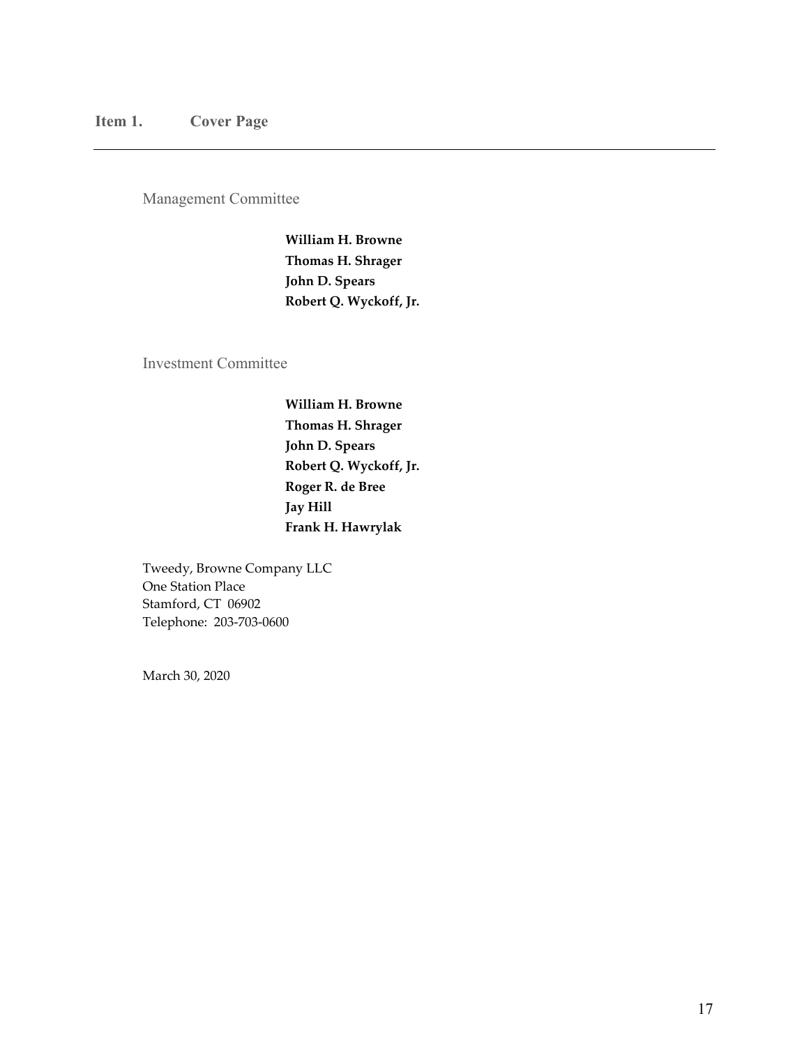## Item 1. Cover Page

Management Committee

**William H. Browne**
**Thomas H. Shrager**
**John D. Spears**
**Robert Q. Wyckoff, Jr.**

Investment Committee

**William H. Browne**
**Thomas H. Shrager**
**John D. Spears**
**Robert Q. Wyckoff, Jr.**
**Roger R. de Bree**
**Jay Hill**
**Frank H. Hawrylak**

Tweedy, Browne Company LLC
One Station Place
Stamford, CT 06902
Telephone: 203-703-0600

March 30, 2020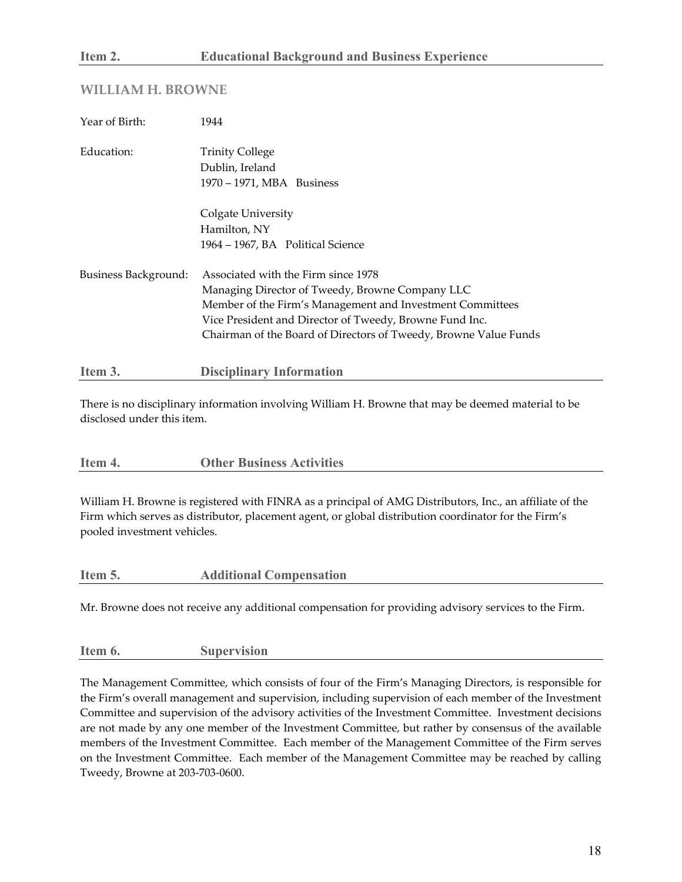## Item 2. Educational Background and Business Experience

### WILLIAM H. BROWNE

| | |
|---|---|
| Year of Birth: | 1944 |
| Education: | Trinity College<br>Dublin, Ireland<br>1970 – 1971, MBA Business<br><br>Colgate University<br>Hamilton, NY<br>1964 – 1967, BA Political Science |
| Business Background: | Associated with the Firm since 1978<br>Managing Director of Tweedy, Browne Company LLC<br>Member of the Firm's Management and Investment Committees<br>Vice President and Director of Tweedy, Browne Fund Inc.<br>Chairman of the Board of Directors of Tweedy, Browne Value Funds |

## Item 3. Disciplinary Information

There is no disciplinary information involving William H. Browne that may be deemed material to be disclosed under this item.

## Item 4. Other Business Activities

William H. Browne is registered with FINRA as a principal of AMG Distributors, Inc., an affiliate of the Firm which serves as distributor, placement agent, or global distribution coordinator for the Firm's pooled investment vehicles.

## Item 5. Additional Compensation

Mr. Browne does not receive any additional compensation for providing advisory services to the Firm.

## Item 6. Supervision

The Management Committee, which consists of four of the Firm's Managing Directors, is responsible for the Firm's overall management and supervision, including supervision of each member of the Investment Committee and supervision of the advisory activities of the Investment Committee. Investment decisions are not made by any one member of the Investment Committee, but rather by consensus of the available members of the Investment Committee. Each member of the Management Committee of the Firm serves on the Investment Committee. Each member of the Management Committee may be reached by calling Tweedy, Browne at 203-703-0600.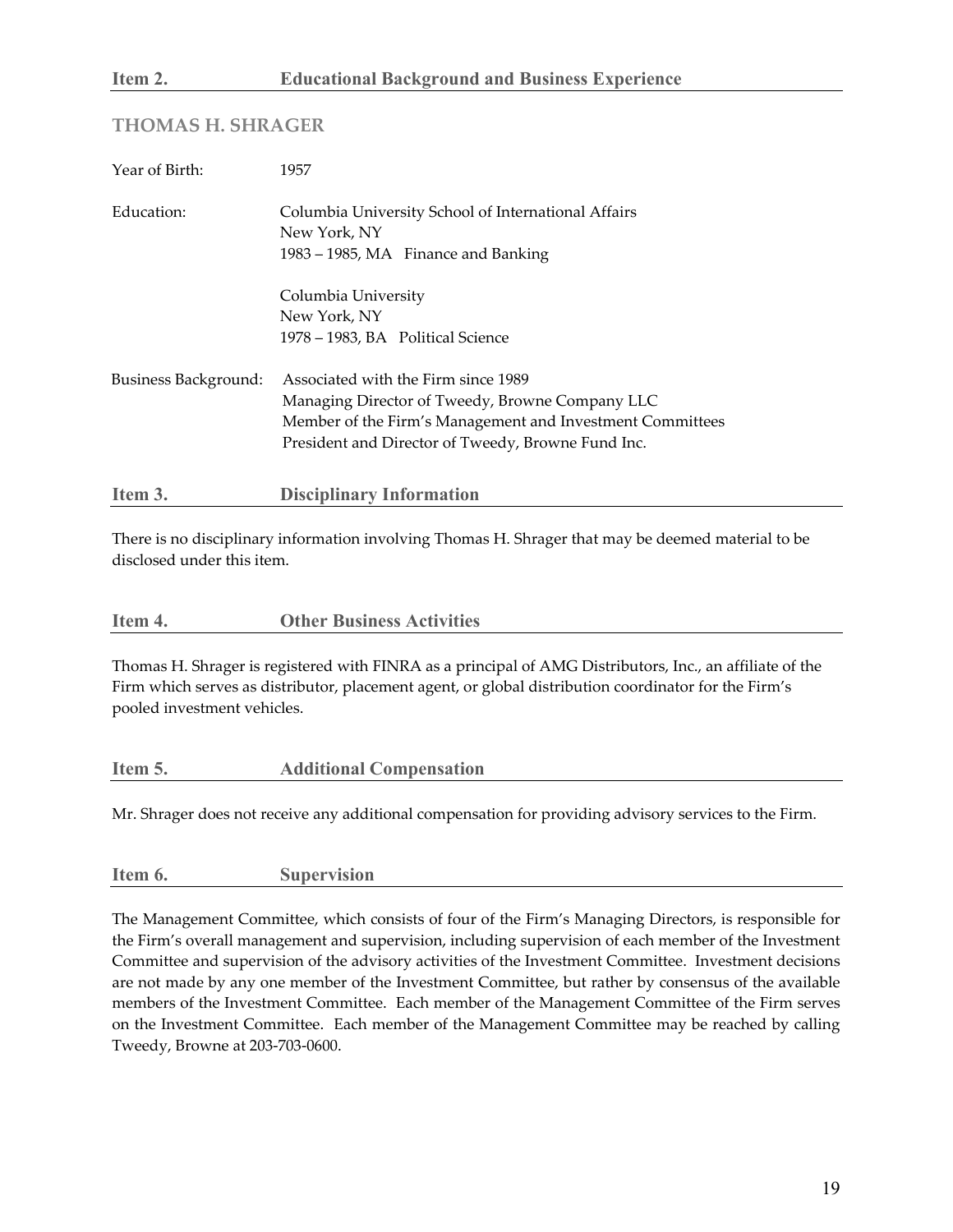## Item 2. Educational Background and Business Experience

### THOMAS H. SHRAGER

| | |
|---|---|
| Year of Birth: | 1957 |
| Education: | Columbia University School of International Affairs<br>New York, NY<br>1983 – 1985, MA Finance and Banking |
| | Columbia University<br>New York, NY<br>1978 – 1983, BA Political Science |
| Business Background: | Associated with the Firm since 1989<br>Managing Director of Tweedy, Browne Company LLC<br>Member of the Firm's Management and Investment Committees<br>President and Director of Tweedy, Browne Fund Inc. |

## Item 3. Disciplinary Information

There is no disciplinary information involving Thomas H. Shrager that may be deemed material to be disclosed under this item.

## Item 4. Other Business Activities

Thomas H. Shrager is registered with FINRA as a principal of AMG Distributors, Inc., an affiliate of the Firm which serves as distributor, placement agent, or global distribution coordinator for the Firm's pooled investment vehicles.

## Item 5. Additional Compensation

Mr. Shrager does not receive any additional compensation for providing advisory services to the Firm.

## Item 6. Supervision

The Management Committee, which consists of four of the Firm's Managing Directors, is responsible for the Firm's overall management and supervision, including supervision of each member of the Investment Committee and supervision of the advisory activities of the Investment Committee. Investment decisions are not made by any one member of the Investment Committee, but rather by consensus of the available members of the Investment Committee. Each member of the Management Committee of the Firm serves on the Investment Committee. Each member of the Management Committee may be reached by calling Tweedy, Browne at 203-703-0600.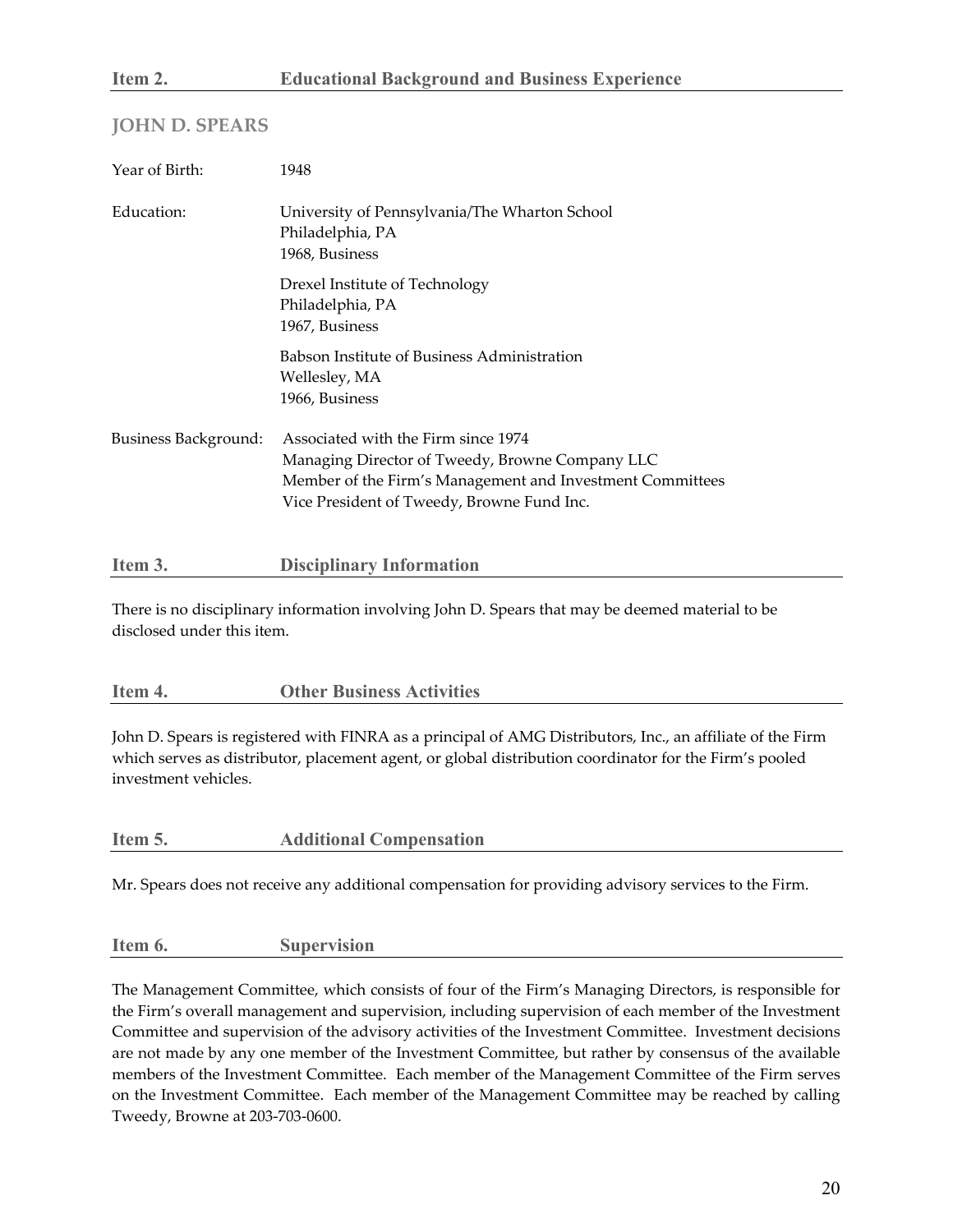## Item 2. Educational Background and Business Experience

### JOHN D. SPEARS

| | |
|---|---|
| Year of Birth: | 1948 |
| Education: | University of Pennsylvania/The Wharton School<br>Philadelphia, PA<br>1968, Business |
| | Drexel Institute of Technology<br>Philadelphia, PA<br>1967, Business |
| | Babson Institute of Business Administration<br>Wellesley, MA<br>1966, Business |
| Business Background: | Associated with the Firm since 1974<br>Managing Director of Tweedy, Browne Company LLC<br>Member of the Firm's Management and Investment Committees<br>Vice President of Tweedy, Browne Fund Inc. |

## Item 3. Disciplinary Information

There is no disciplinary information involving John D. Spears that may be deemed material to be disclosed under this item.

## Item 4. Other Business Activities

John D. Spears is registered with FINRA as a principal of AMG Distributors, Inc., an affiliate of the Firm which serves as distributor, placement agent, or global distribution coordinator for the Firm's pooled investment vehicles.

## Item 5. Additional Compensation

Mr. Spears does not receive any additional compensation for providing advisory services to the Firm.

## Item 6. Supervision

The Management Committee, which consists of four of the Firm's Managing Directors, is responsible for the Firm's overall management and supervision, including supervision of each member of the Investment Committee and supervision of the advisory activities of the Investment Committee. Investment decisions are not made by any one member of the Investment Committee, but rather by consensus of the available members of the Investment Committee. Each member of the Management Committee of the Firm serves on the Investment Committee. Each member of the Management Committee may be reached by calling Tweedy, Browne at 203-703-0600.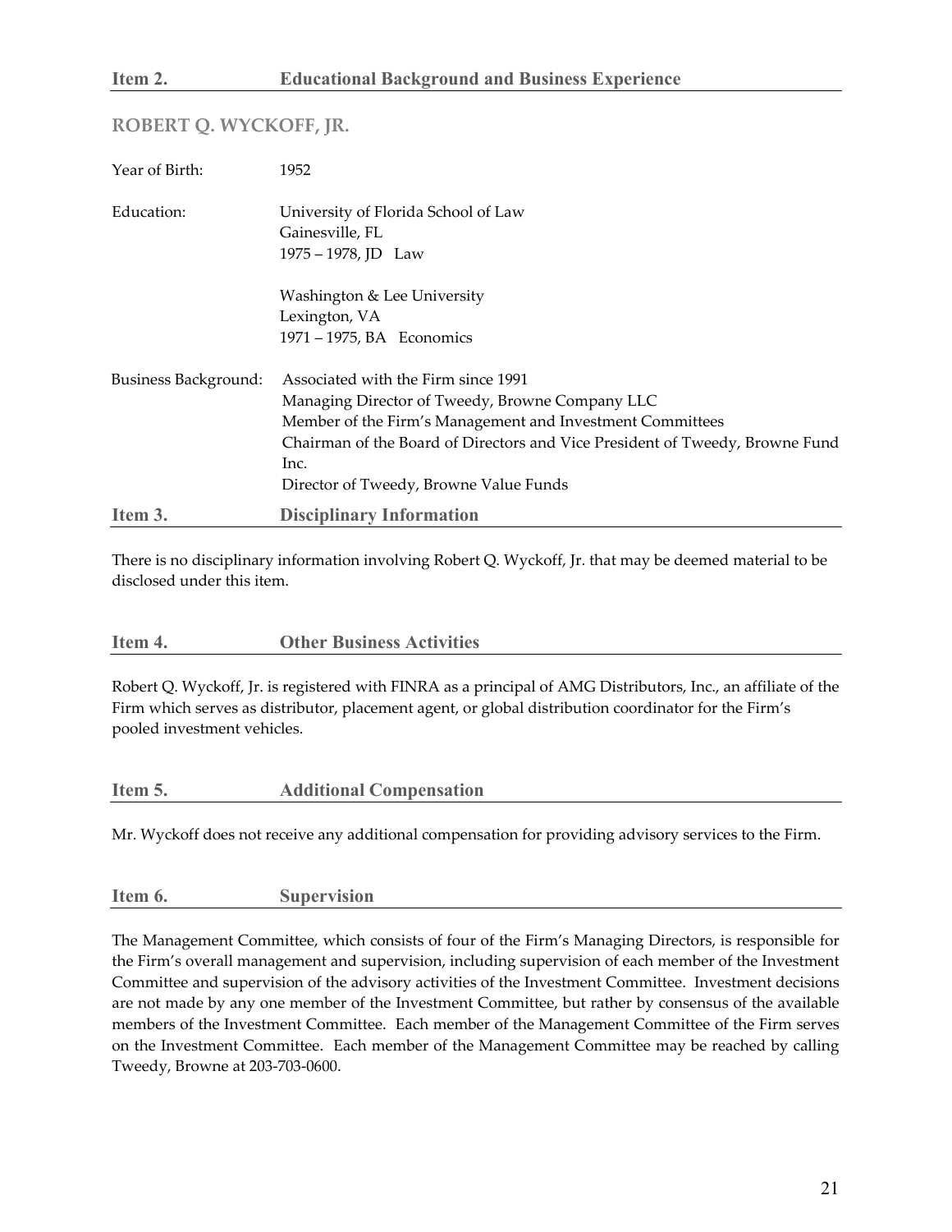## Item 2. Educational Background and Business Experience

### ROBERT Q. WYCKOFF, JR.

| | |
|---|---|
| Year of Birth: | 1952 |
| Education: | University of Florida School of Law<br>Gainesville, FL<br>1975 – 1978, JD Law |
| | Washington & Lee University<br>Lexington, VA<br>1971 – 1975, BA Economics |
| Business Background: | Associated with the Firm since 1991<br>Managing Director of Tweedy, Browne Company LLC<br>Member of the Firm's Management and Investment Committees<br>Chairman of the Board of Directors and Vice President of Tweedy, Browne Fund Inc.<br>Director of Tweedy, Browne Value Funds |

## Item 3. Disciplinary Information

There is no disciplinary information involving Robert Q. Wyckoff, Jr. that may be deemed material to be disclosed under this item.

## Item 4. Other Business Activities

Robert Q. Wyckoff, Jr. is registered with FINRA as a principal of AMG Distributors, Inc., an affiliate of the Firm which serves as distributor, placement agent, or global distribution coordinator for the Firm's pooled investment vehicles.

## Item 5. Additional Compensation

Mr. Wyckoff does not receive any additional compensation for providing advisory services to the Firm.

## Item 6. Supervision

The Management Committee, which consists of four of the Firm's Managing Directors, is responsible for the Firm's overall management and supervision, including supervision of each member of the Investment Committee and supervision of the advisory activities of the Investment Committee. Investment decisions are not made by any one member of the Investment Committee, but rather by consensus of the available members of the Investment Committee. Each member of the Management Committee of the Firm serves on the Investment Committee. Each member of the Management Committee may be reached by calling Tweedy, Browne at 203-703-0600.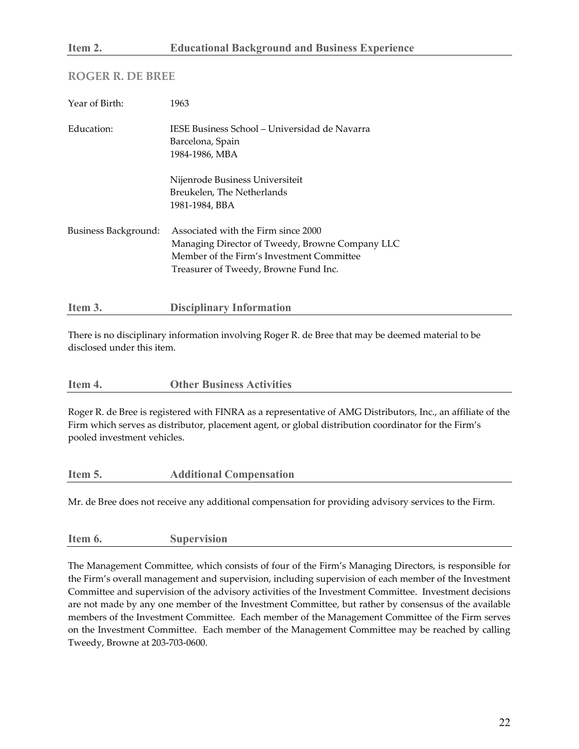## Item 2. Educational Background and Business Experience

### ROGER R. DE BREE

| | |
|---|---|
| Year of Birth: | 1963 |
| Education: | IESE Business School – Universidad de Navarra<br>Barcelona, Spain<br>1984-1986, MBA<br><br>Nijenrode Business Universiteit<br>Breukelen, The Netherlands<br>1981-1984, BBA |
| Business Background: | Associated with the Firm since 2000<br>Managing Director of Tweedy, Browne Company LLC<br>Member of the Firm's Investment Committee<br>Treasurer of Tweedy, Browne Fund Inc. |

## Item 3. Disciplinary Information

There is no disciplinary information involving Roger R. de Bree that may be deemed material to be disclosed under this item.

## Item 4. Other Business Activities

Roger R. de Bree is registered with FINRA as a representative of AMG Distributors, Inc., an affiliate of the Firm which serves as distributor, placement agent, or global distribution coordinator for the Firm's pooled investment vehicles.

## Item 5. Additional Compensation

Mr. de Bree does not receive any additional compensation for providing advisory services to the Firm.

## Item 6. Supervision

The Management Committee, which consists of four of the Firm's Managing Directors, is responsible for the Firm's overall management and supervision, including supervision of each member of the Investment Committee and supervision of the advisory activities of the Investment Committee. Investment decisions are not made by any one member of the Investment Committee, but rather by consensus of the available members of the Investment Committee. Each member of the Management Committee of the Firm serves on the Investment Committee. Each member of the Management Committee may be reached by calling Tweedy, Browne at 203-703-0600.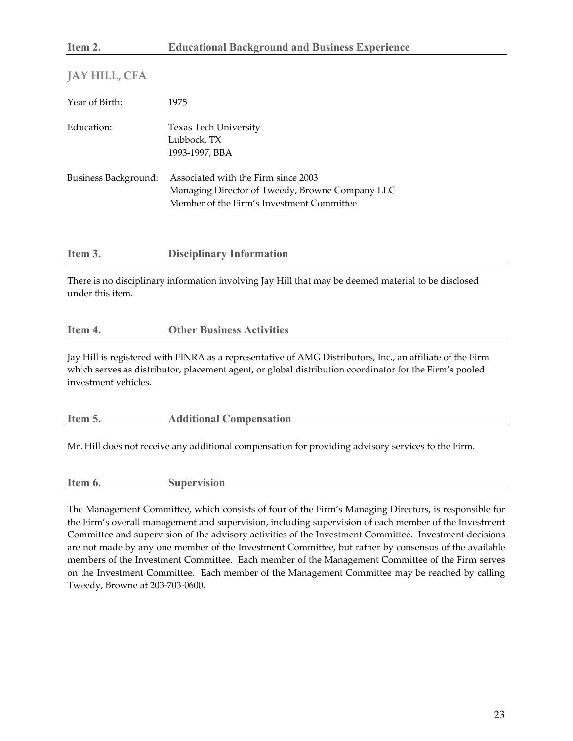## Item 2. Educational Background and Business Experience

### JAY HILL, CFA

| | |
|---|---|
| Year of Birth: | 1975 |
| Education: | Texas Tech University<br>Lubbock, TX<br>1993-1997, BBA |
| Business Background: | Associated with the Firm since 2003<br>Managing Director of Tweedy, Browne Company LLC<br>Member of the Firm's Investment Committee |

## Item 3. Disciplinary Information

There is no disciplinary information involving Jay Hill that may be deemed material to be disclosed under this item.

## Item 4. Other Business Activities

Jay Hill is registered with FINRA as a representative of AMG Distributors, Inc., an affiliate of the Firm which serves as distributor, placement agent, or global distribution coordinator for the Firm's pooled investment vehicles.

## Item 5. Additional Compensation

Mr. Hill does not receive any additional compensation for providing advisory services to the Firm.

## Item 6. Supervision

The Management Committee, which consists of four of the Firm's Managing Directors, is responsible for the Firm's overall management and supervision, including supervision of each member of the Investment Committee and supervision of the advisory activities of the Investment Committee. Investment decisions are not made by any one member of the Investment Committee, but rather by consensus of the available members of the Investment Committee. Each member of the Management Committee of the Firm serves on the Investment Committee. Each member of the Management Committee may be reached by calling Tweedy, Browne at 203-703-0600.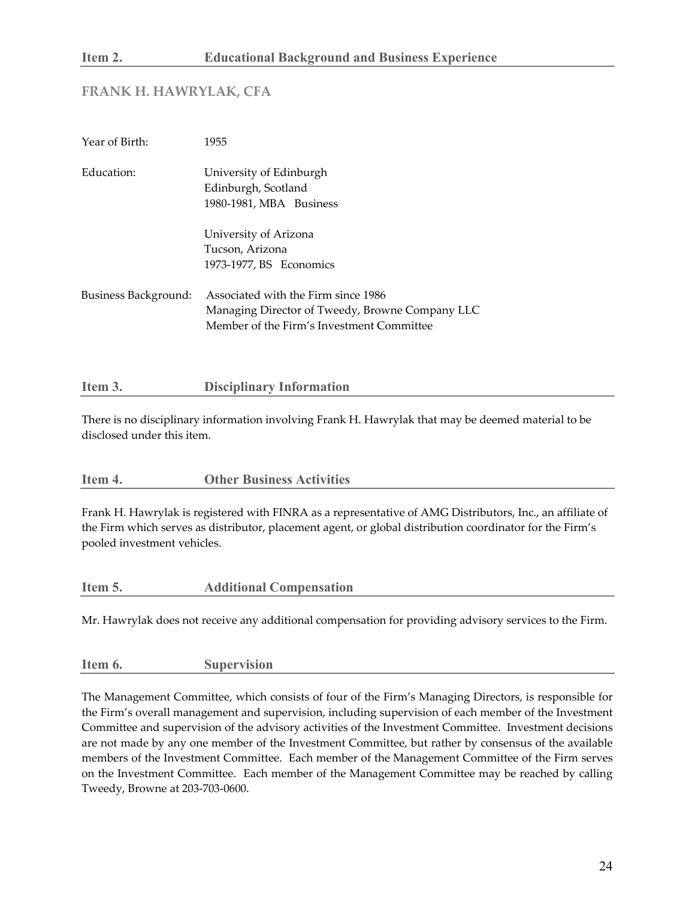## Item 2. Educational Background and Business Experience

### FRANK H. HAWRYLAK, CFA

| | |
|---|---|
| Year of Birth: | 1955 |
| Education: | University of Edinburgh<br>Edinburgh, Scotland<br>1980-1981, MBA Business |
| | University of Arizona<br>Tucson, Arizona<br>1973-1977, BS Economics |
| Business Background: | Associated with the Firm since 1986<br>Managing Director of Tweedy, Browne Company LLC<br>Member of the Firm's Investment Committee |

## Item 3. Disciplinary Information

There is no disciplinary information involving Frank H. Hawrylak that may be deemed material to be disclosed under this item.

## Item 4. Other Business Activities

Frank H. Hawrylak is registered with FINRA as a representative of AMG Distributors, Inc., an affiliate of the Firm which serves as distributor, placement agent, or global distribution coordinator for the Firm's pooled investment vehicles.

## Item 5. Additional Compensation

Mr. Hawrylak does not receive any additional compensation for providing advisory services to the Firm.

## Item 6. Supervision

The Management Committee, which consists of four of the Firm's Managing Directors, is responsible for the Firm's overall management and supervision, including supervision of each member of the Investment Committee and supervision of the advisory activities of the Investment Committee. Investment decisions are not made by any one member of the Investment Committee, but rather by consensus of the available members of the Investment Committee. Each member of the Management Committee of the Firm serves on the Investment Committee. Each member of the Management Committee may be reached by calling Tweedy, Browne at 203-703-0600.